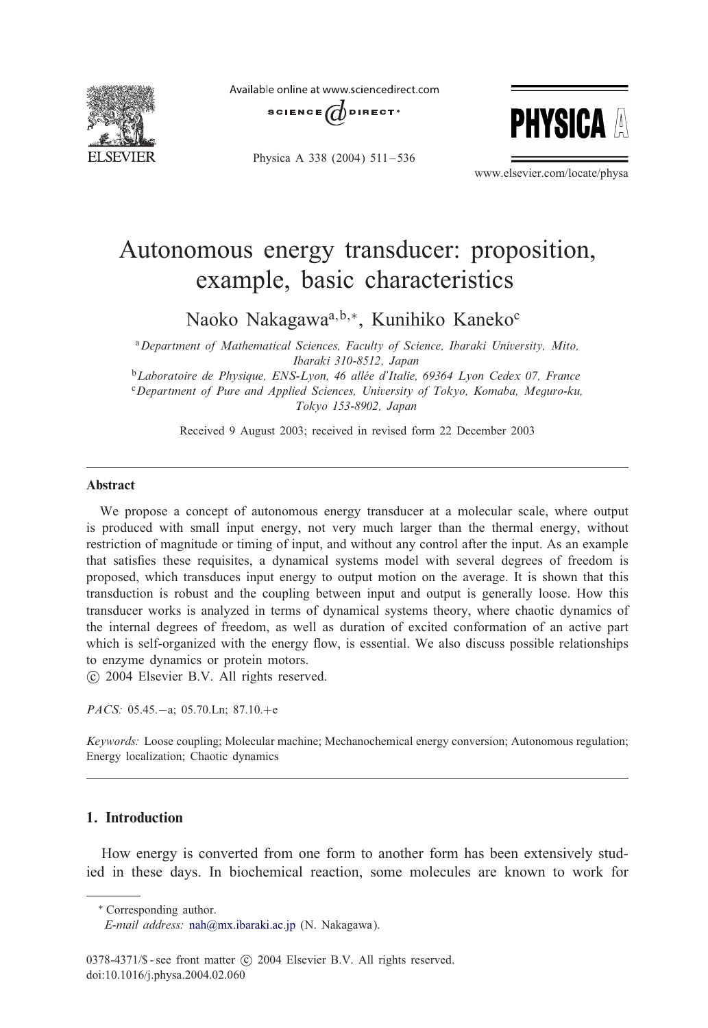# Autonomous energy transducer: proposition, example, basic characteristics

Naoko Nakagawa[a,b,*], Kunihiko Kaneko[c]

[a] *Department of Mathematical Sciences, Faculty of Science, Ibaraki University, Mito, Ibaraki 310-8512, Japan*

[b] *Laboratoire de Physique, ENS-Lyon, 46 allée d'Italie, 69364 Lyon Cedex 07, France*

[c] *Department of Pure and Applied Sciences, University of Tokyo, Komaba, Meguro-ku, Tokyo 153-8902, Japan*

Received 9 August 2003; received in revised form 22 December 2003

## Abstract

We propose a concept of autonomous energy transducer at a molecular scale, where output is produced with small input energy, not very much larger than the thermal energy, without restriction of magnitude or timing of input, and without any control after the input. As an example that satisfies these requisites, a dynamical systems model with several degrees of freedom is proposed, which transduces input energy to output motion on the average. It is shown that this transduction is robust and the coupling between input and output is generally loose. How this transducer works is analyzed in terms of dynamical systems theory, where chaotic dynamics of the internal degrees of freedom, as well as duration of excited conformation of an active part which is self-organized with the energy flow, is essential. We also discuss possible relationships to enzyme dynamics or protein motors.

© 2004 Elsevier B.V. All rights reserved.

*PACS:* 05.45.−a; 05.70.Ln; 87.10.+e

*Keywords:* Loose coupling; Molecular machine; Mechanochemical energy conversion; Autonomous regulation; Energy localization; Chaotic dynamics

## 1. Introduction

How energy is converted from one form to another form has been extensively studied in these days. In biochemical reaction, some molecules are known to work for

---

* Corresponding author.

*E-mail address:* nah@mx.ibaraki.ac.jp (N. Nakagawa).

0378-4371/$ - see front matter © 2004 Elsevier B.V. All rights reserved.
doi:10.1016/j.physa.2004.02.060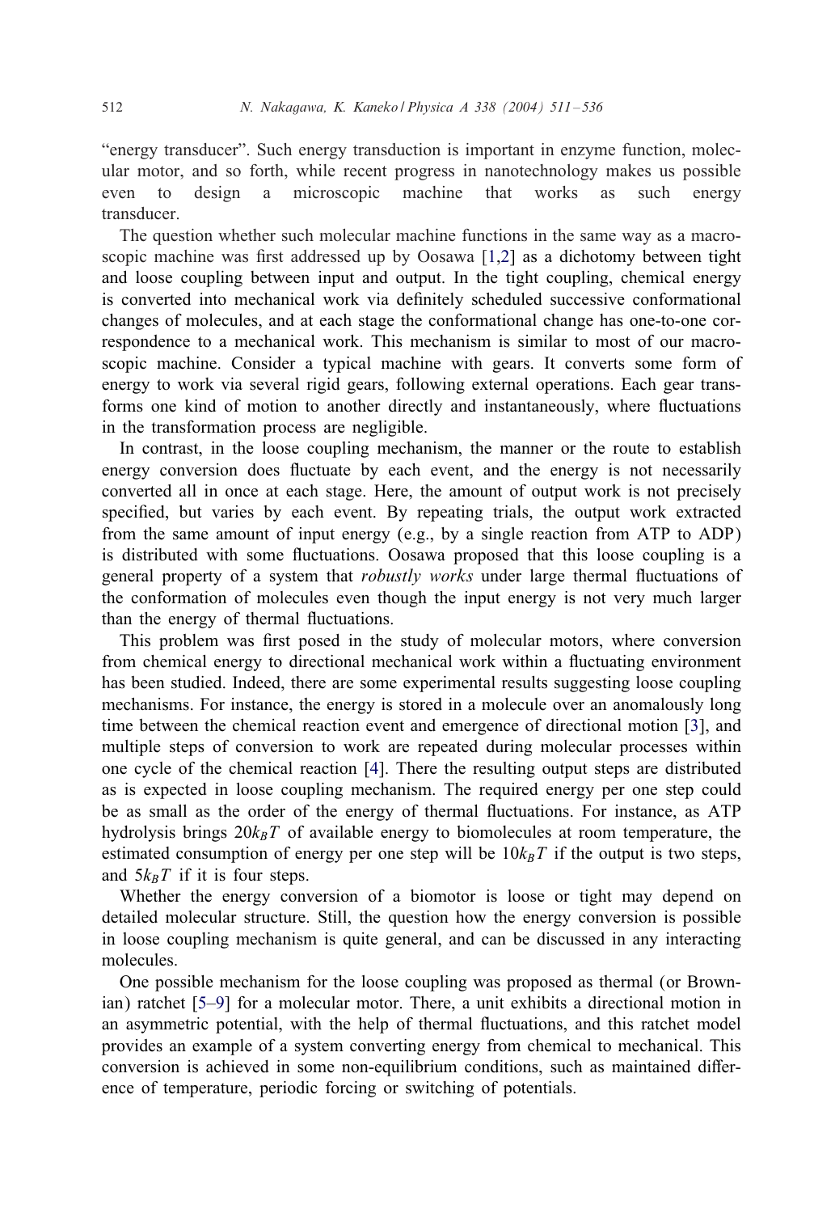"energy transducer". Such energy transduction is important in enzyme function, molecular motor, and so forth, while recent progress in nanotechnology makes us possible even to design a microscopic machine that works as such energy transducer.

The question whether such molecular machine functions in the same way as a macroscopic machine was first addressed up by Oosawa [1,2] as a dichotomy between tight and loose coupling between input and output. In the tight coupling, chemical energy is converted into mechanical work via definitely scheduled successive conformational changes of molecules, and at each stage the conformational change has one-to-one correspondence to a mechanical work. This mechanism is similar to most of our macroscopic machine. Consider a typical machine with gears. It converts some form of energy to work via several rigid gears, following external operations. Each gear transforms one kind of motion to another directly and instantaneously, where fluctuations in the transformation process are negligible.

In contrast, in the loose coupling mechanism, the manner or the route to establish energy conversion does fluctuate by each event, and the energy is not necessarily converted all in once at each stage. Here, the amount of output work is not precisely specified, but varies by each event. By repeating trials, the output work extracted from the same amount of input energy (e.g., by a single reaction from ATP to ADP) is distributed with some fluctuations. Oosawa proposed that this loose coupling is a general property of a system that *robustly works* under large thermal fluctuations of the conformation of molecules even though the input energy is not very much larger than the energy of thermal fluctuations.

This problem was first posed in the study of molecular motors, where conversion from chemical energy to directional mechanical work within a fluctuating environment has been studied. Indeed, there are some experimental results suggesting loose coupling mechanisms. For instance, the energy is stored in a molecule over an anomalously long time between the chemical reaction event and emergence of directional motion [3], and multiple steps of conversion to work are repeated during molecular processes within one cycle of the chemical reaction [4]. There the resulting output steps are distributed as is expected in loose coupling mechanism. The required energy per one step could be as small as the order of the energy of thermal fluctuations. For instance, as ATP hydrolysis brings $20k_BT$ of available energy to biomolecules at room temperature, the estimated consumption of energy per one step will be $10k_BT$ if the output is two steps, and $5k_BT$ if it is four steps.

Whether the energy conversion of a biomotor is loose or tight may depend on detailed molecular structure. Still, the question how the energy conversion is possible in loose coupling mechanism is quite general, and can be discussed in any interacting molecules.

One possible mechanism for the loose coupling was proposed as thermal (or Brownian) ratchet [5–9] for a molecular motor. There, a unit exhibits a directional motion in an asymmetric potential, with the help of thermal fluctuations, and this ratchet model provides an example of a system converting energy from chemical to mechanical. This conversion is achieved in some non-equilibrium conditions, such as maintained difference of temperature, periodic forcing or switching of potentials.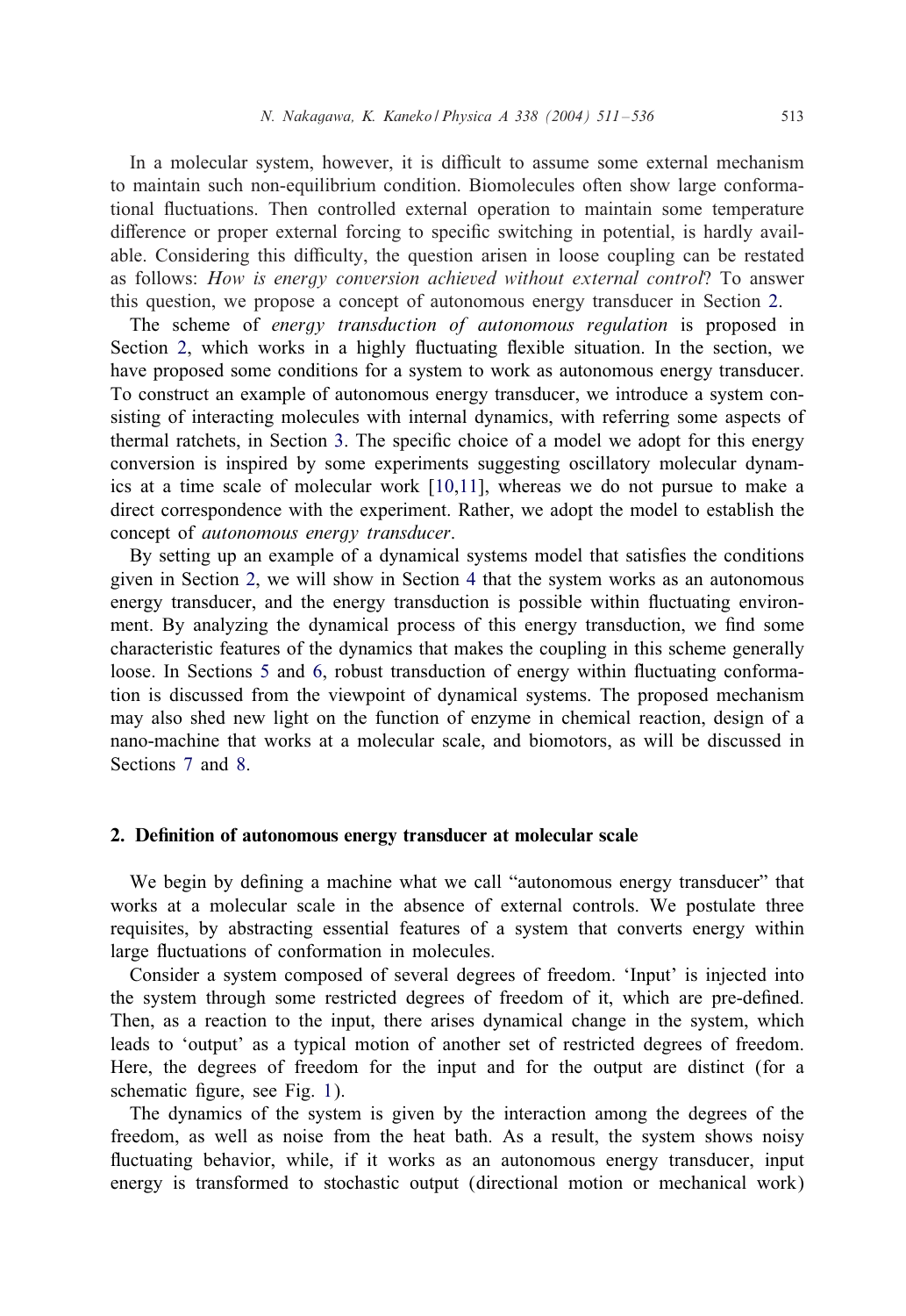In a molecular system, however, it is difficult to assume some external mechanism to maintain such non-equilibrium condition. Biomolecules often show large conformational fluctuations. Then controlled external operation to maintain some temperature difference or proper external forcing to specific switching in potential, is hardly available. Considering this difficulty, the question arisen in loose coupling can be restated as follows: *How is energy conversion achieved without external control*? To answer this question, we propose a concept of autonomous energy transducer in Section 2.

The scheme of *energy transduction of autonomous regulation* is proposed in Section 2, which works in a highly fluctuating flexible situation. In the section, we have proposed some conditions for a system to work as autonomous energy transducer. To construct an example of autonomous energy transducer, we introduce a system consisting of interacting molecules with internal dynamics, with referring some aspects of thermal ratchets, in Section 3. The specific choice of a model we adopt for this energy conversion is inspired by some experiments suggesting oscillatory molecular dynamics at a time scale of molecular work [10,11], whereas we do not pursue to make a direct correspondence with the experiment. Rather, we adopt the model to establish the concept of *autonomous energy transducer*.

By setting up an example of a dynamical systems model that satisfies the conditions given in Section 2, we will show in Section 4 that the system works as an autonomous energy transducer, and the energy transduction is possible within fluctuating environment. By analyzing the dynamical process of this energy transduction, we find some characteristic features of the dynamics that makes the coupling in this scheme generally loose. In Sections 5 and 6, robust transduction of energy within fluctuating conformation is discussed from the viewpoint of dynamical systems. The proposed mechanism may also shed new light on the function of enzyme in chemical reaction, design of a nano-machine that works at a molecular scale, and biomotors, as will be discussed in Sections 7 and 8.

## 2. Definition of autonomous energy transducer at molecular scale

We begin by defining a machine what we call "autonomous energy transducer" that works at a molecular scale in the absence of external controls. We postulate three requisites, by abstracting essential features of a system that converts energy within large fluctuations of conformation in molecules.

Consider a system composed of several degrees of freedom. 'Input' is injected into the system through some restricted degrees of freedom of it, which are pre-defined. Then, as a reaction to the input, there arises dynamical change in the system, which leads to 'output' as a typical motion of another set of restricted degrees of freedom. Here, the degrees of freedom for the input and for the output are distinct (for a schematic figure, see Fig. 1).

The dynamics of the system is given by the interaction among the degrees of the freedom, as well as noise from the heat bath. As a result, the system shows noisy fluctuating behavior, while, if it works as an autonomous energy transducer, input energy is transformed to stochastic output (directional motion or mechanical work)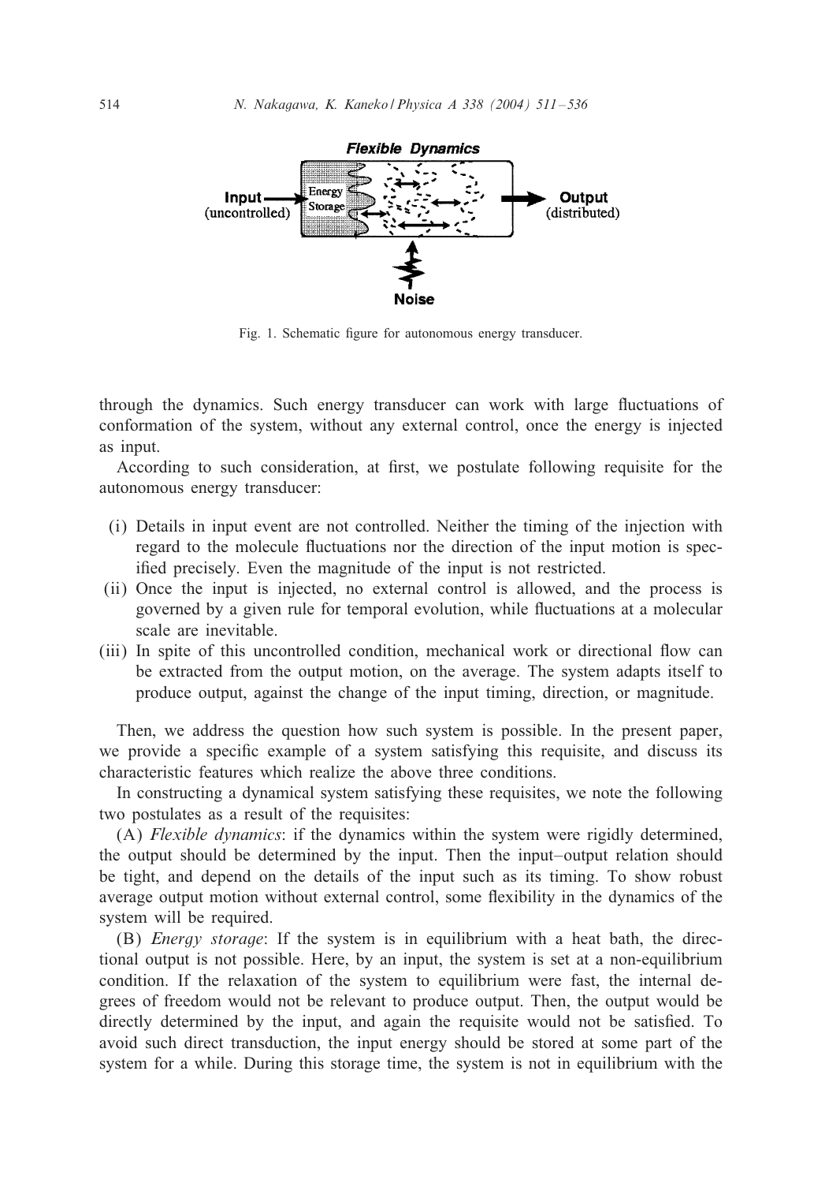Flexible Dynamics

Input (uncontrolled)

Energy Storage

Output (distributed)

Noise

Fig. 1. Schematic figure for autonomous energy transducer.

through the dynamics. Such energy transducer can work with large fluctuations of conformation of the system, without any external control, once the energy is injected as input.

According to such consideration, at first, we postulate following requisite for the autonomous energy transducer:

(i) Details in input event are not controlled. Neither the timing of the injection with regard to the molecule fluctuations nor the direction of the input motion is specified precisely. Even the magnitude of the input is not restricted.
(ii) Once the input is injected, no external control is allowed, and the process is governed by a given rule for temporal evolution, while fluctuations at a molecular scale are inevitable.
(iii) In spite of this uncontrolled condition, mechanical work or directional flow can be extracted from the output motion, on the average. The system adapts itself to produce output, against the change of the input timing, direction, or magnitude.

Then, we address the question how such system is possible. In the present paper, we provide a specific example of a system satisfying this requisite, and discuss its characteristic features which realize the above three conditions.

In constructing a dynamical system satisfying these requisites, we note the following two postulates as a result of the requisites:

(A) *Flexible dynamics*: if the dynamics within the system were rigidly determined, the output should be determined by the input. Then the input–output relation should be tight, and depend on the details of the input such as its timing. To show robust average output motion without external control, some flexibility in the dynamics of the system will be required.

(B) *Energy storage*: If the system is in equilibrium with a heat bath, the directional output is not possible. Here, by an input, the system is set at a non-equilibrium condition. If the relaxation of the system to equilibrium were fast, the internal degrees of freedom would not be relevant to produce output. Then, the output would be directly determined by the input, and again the requisite would not be satisfied. To avoid such direct transduction, the input energy should be stored at some part of the system for a while. During this storage time, the system is not in equilibrium with the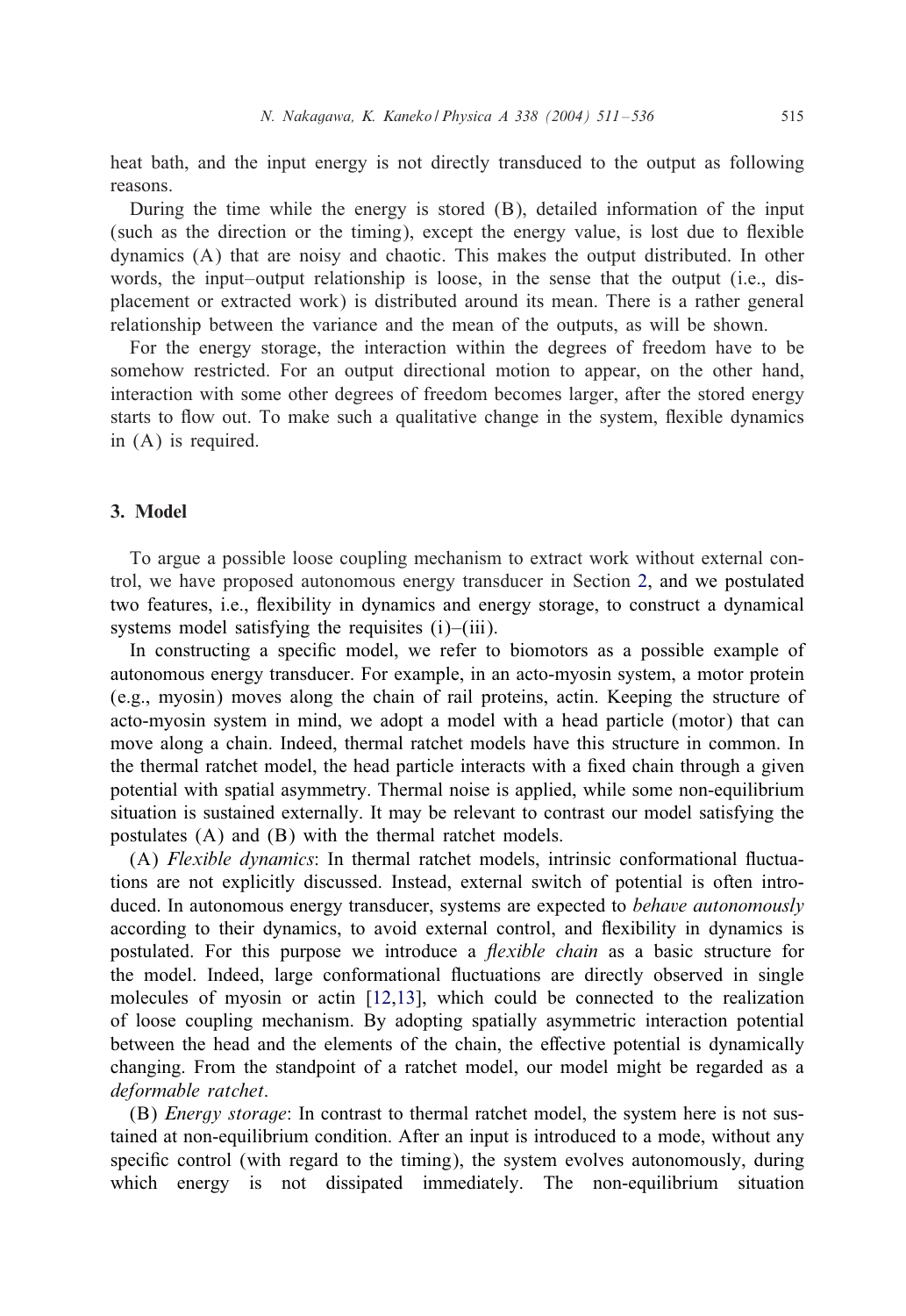heat bath, and the input energy is not directly transduced to the output as following reasons.

During the time while the energy is stored (B), detailed information of the input (such as the direction or the timing), except the energy value, is lost due to flexible dynamics (A) that are noisy and chaotic. This makes the output distributed. In other words, the input–output relationship is loose, in the sense that the output (i.e., displacement or extracted work) is distributed around its mean. There is a rather general relationship between the variance and the mean of the outputs, as will be shown.

For the energy storage, the interaction within the degrees of freedom have to be somehow restricted. For an output directional motion to appear, on the other hand, interaction with some other degrees of freedom becomes larger, after the stored energy starts to flow out. To make such a qualitative change in the system, flexible dynamics in (A) is required.

## 3. Model

To argue a possible loose coupling mechanism to extract work without external control, we have proposed autonomous energy transducer in Section 2, and we postulated two features, i.e., flexibility in dynamics and energy storage, to construct a dynamical systems model satisfying the requisites (i)–(iii).

In constructing a specific model, we refer to biomotors as a possible example of autonomous energy transducer. For example, in an acto-myosin system, a motor protein (e.g., myosin) moves along the chain of rail proteins, actin. Keeping the structure of acto-myosin system in mind, we adopt a model with a head particle (motor) that can move along a chain. Indeed, thermal ratchet models have this structure in common. In the thermal ratchet model, the head particle interacts with a fixed chain through a given potential with spatial asymmetry. Thermal noise is applied, while some non-equilibrium situation is sustained externally. It may be relevant to contrast our model satisfying the postulates (A) and (B) with the thermal ratchet models.

(A) *Flexible dynamics*: In thermal ratchet models, intrinsic conformational fluctuations are not explicitly discussed. Instead, external switch of potential is often introduced. In autonomous energy transducer, systems are expected to *behave autonomously* according to their dynamics, to avoid external control, and flexibility in dynamics is postulated. For this purpose we introduce a *flexible chain* as a basic structure for the model. Indeed, large conformational fluctuations are directly observed in single molecules of myosin or actin [12,13], which could be connected to the realization of loose coupling mechanism. By adopting spatially asymmetric interaction potential between the head and the elements of the chain, the effective potential is dynamically changing. From the standpoint of a ratchet model, our model might be regarded as a *deformable ratchet*.

(B) *Energy storage*: In contrast to thermal ratchet model, the system here is not sustained at non-equilibrium condition. After an input is introduced to a mode, without any specific control (with regard to the timing), the system evolves autonomously, during which energy is not dissipated immediately. The non-equilibrium situation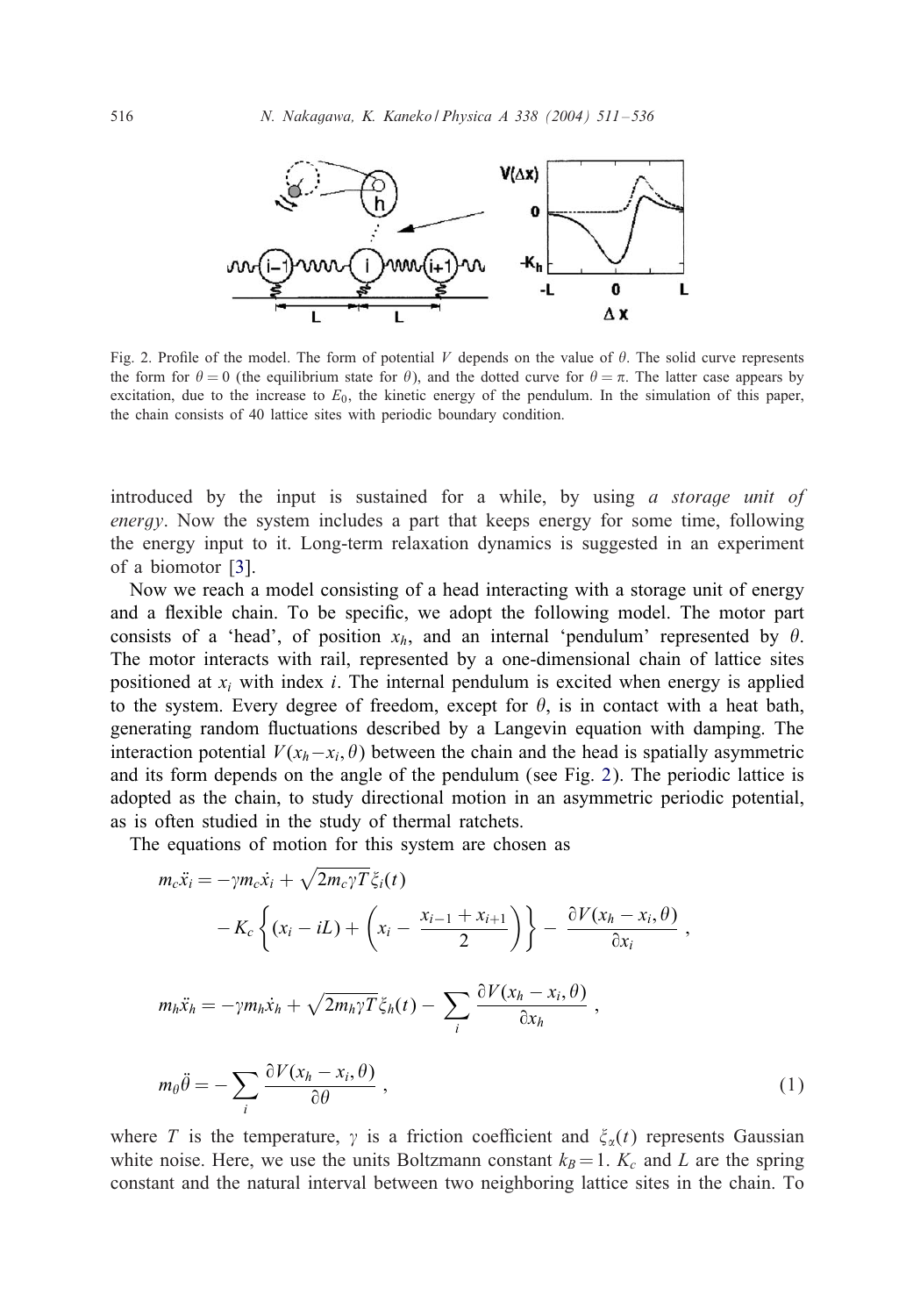V(Δx)

0

-K_h

-L 0 L

Δx

Fig. 2. Profile of the model. The form of potential $V$ depends on the value of $\theta$. The solid curve represents the form for $\theta = 0$ (the equilibrium state for $\theta$), and the dotted curve for $\theta = \pi$. The latter case appears by excitation, due to the increase to $E_0$, the kinetic energy of the pendulum. In the simulation of this paper, the chain consists of 40 lattice sites with periodic boundary condition.

introduced by the input is sustained for a while, by using *a storage unit of energy*. Now the system includes a part that keeps energy for some time, following the energy input to it. Long-term relaxation dynamics is suggested in an experiment of a biomotor [3].

Now we reach a model consisting of a head interacting with a storage unit of energy and a flexible chain. To be specific, we adopt the following model. The motor part consists of a 'head', of position $x_h$, and an internal 'pendulum' represented by $\theta$. The motor interacts with rail, represented by a one-dimensional chain of lattice sites positioned at $x_i$ with index $i$. The internal pendulum is excited when energy is applied to the system. Every degree of freedom, except for $\theta$, is in contact with a heat bath, generating random fluctuations described by a Langevin equation with damping. The interaction potential $V(x_h - x_i, \theta)$ between the chain and the head is spatially asymmetric and its form depends on the angle of the pendulum (see Fig. 2). The periodic lattice is adopted as the chain, to study directional motion in an asymmetric periodic potential, as is often studied in the study of thermal ratchets.

The equations of motion for this system are chosen as

$$
\begin{aligned}
m_c \ddot{x}_i &= -\gamma m_c \dot{x}_i + \sqrt{2 m_c \gamma T}\, \xi_i(t) \\
&\quad - K_c \left\{ (x_i - iL) + \left( x_i - \frac{x_{i-1} + x_{i+1}}{2} \right) \right\} - \frac{\partial V(x_h - x_i, \theta)}{\partial x_i} \,, \\
m_h \ddot{x}_h &= -\gamma m_h \dot{x}_h + \sqrt{2 m_h \gamma T}\, \xi_h(t) - \sum_i \frac{\partial V(x_h - x_i, \theta)}{\partial x_h} \,, \\
m_\theta \ddot{\theta} &= -\sum_i \frac{\partial V(x_h - x_i, \theta)}{\partial \theta} \,,
\end{aligned}
\tag{1}
$$

where $T$ is the temperature, $\gamma$ is a friction coefficient and $\xi_\alpha(t)$ represents Gaussian white noise. Here, we use the units Boltzmann constant $k_B = 1$. $K_c$ and $L$ are the spring constant and the natural interval between two neighboring lattice sites in the chain. To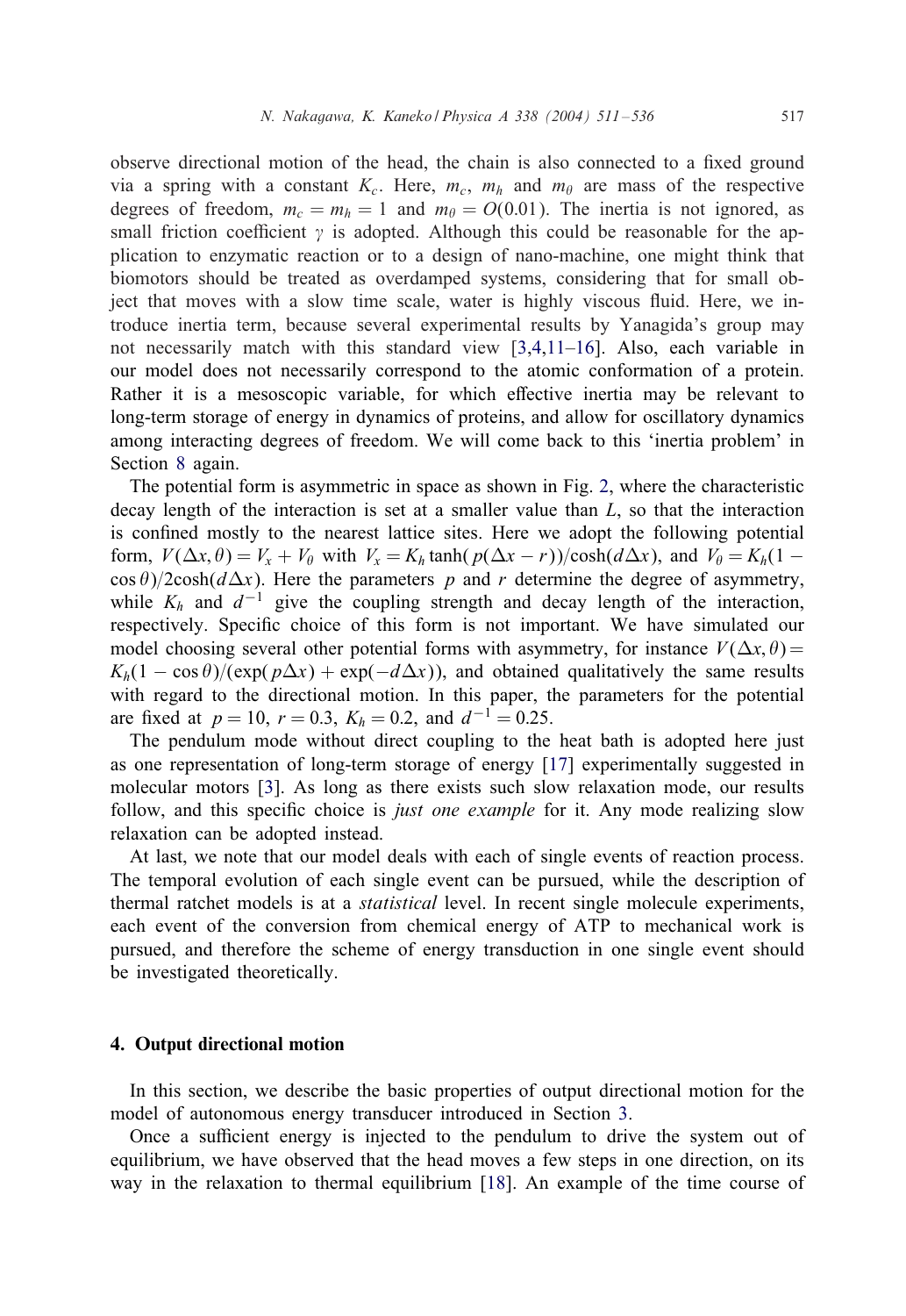observe directional motion of the head, the chain is also connected to a fixed ground via a spring with a constant $K_c$. Here, $m_c$, $m_h$ and $m_\theta$ are mass of the respective degrees of freedom, $m_c = m_h = 1$ and $m_\theta = O(0.01)$. The inertia is not ignored, as small friction coefficient $\gamma$ is adopted. Although this could be reasonable for the application to enzymatic reaction or to a design of nano-machine, one might think that biomotors should be treated as overdamped systems, considering that for small object that moves with a slow time scale, water is highly viscous fluid. Here, we introduce inertia term, because several experimental results by Yanagida's group may not necessarily match with this standard view [3,4,11–16]. Also, each variable in our model does not necessarily correspond to the atomic conformation of a protein. Rather it is a mesoscopic variable, for which effective inertia may be relevant to long-term storage of energy in dynamics of proteins, and allow for oscillatory dynamics among interacting degrees of freedom. We will come back to this 'inertia problem' in Section 8 again.

The potential form is asymmetric in space as shown in Fig. 2, where the characteristic decay length of the interaction is set at a smaller value than $L$, so that the interaction is confined mostly to the nearest lattice sites. Here we adopt the following potential form, $V(\Delta x, \theta) = V_x + V_\theta$ with $V_x = K_h \tanh(p(\Delta x - r))/\cosh(d\Delta x)$, and $V_\theta = K_h(1 - \cos\theta)/2\cosh(d\Delta x)$. Here the parameters $p$ and $r$ determine the degree of asymmetry, while $K_h$ and $d^{-1}$ give the coupling strength and decay length of the interaction, respectively. Specific choice of this form is not important. We have simulated our model choosing several other potential forms with asymmetry, for instance $V(\Delta x, \theta) = K_h(1 - \cos\theta)/(\exp(p\Delta x) + \exp(-d\Delta x))$, and obtained qualitatively the same results with regard to the directional motion. In this paper, the parameters for the potential are fixed at $p = 10$, $r = 0.3$, $K_h = 0.2$, and $d^{-1} = 0.25$.

The pendulum mode without direct coupling to the heat bath is adopted here just as one representation of long-term storage of energy [17] experimentally suggested in molecular motors [3]. As long as there exists such slow relaxation mode, our results follow, and this specific choice is *just one example* for it. Any mode realizing slow relaxation can be adopted instead.

At last, we note that our model deals with each of single events of reaction process. The temporal evolution of each single event can be pursued, while the description of thermal ratchet models is at a *statistical* level. In recent single molecule experiments, each event of the conversion from chemical energy of ATP to mechanical work is pursued, and therefore the scheme of energy transduction in one single event should be investigated theoretically.

## 4. Output directional motion

In this section, we describe the basic properties of output directional motion for the model of autonomous energy transducer introduced in Section 3.

Once a sufficient energy is injected to the pendulum to drive the system out of equilibrium, we have observed that the head moves a few steps in one direction, on its way in the relaxation to thermal equilibrium [18]. An example of the time course of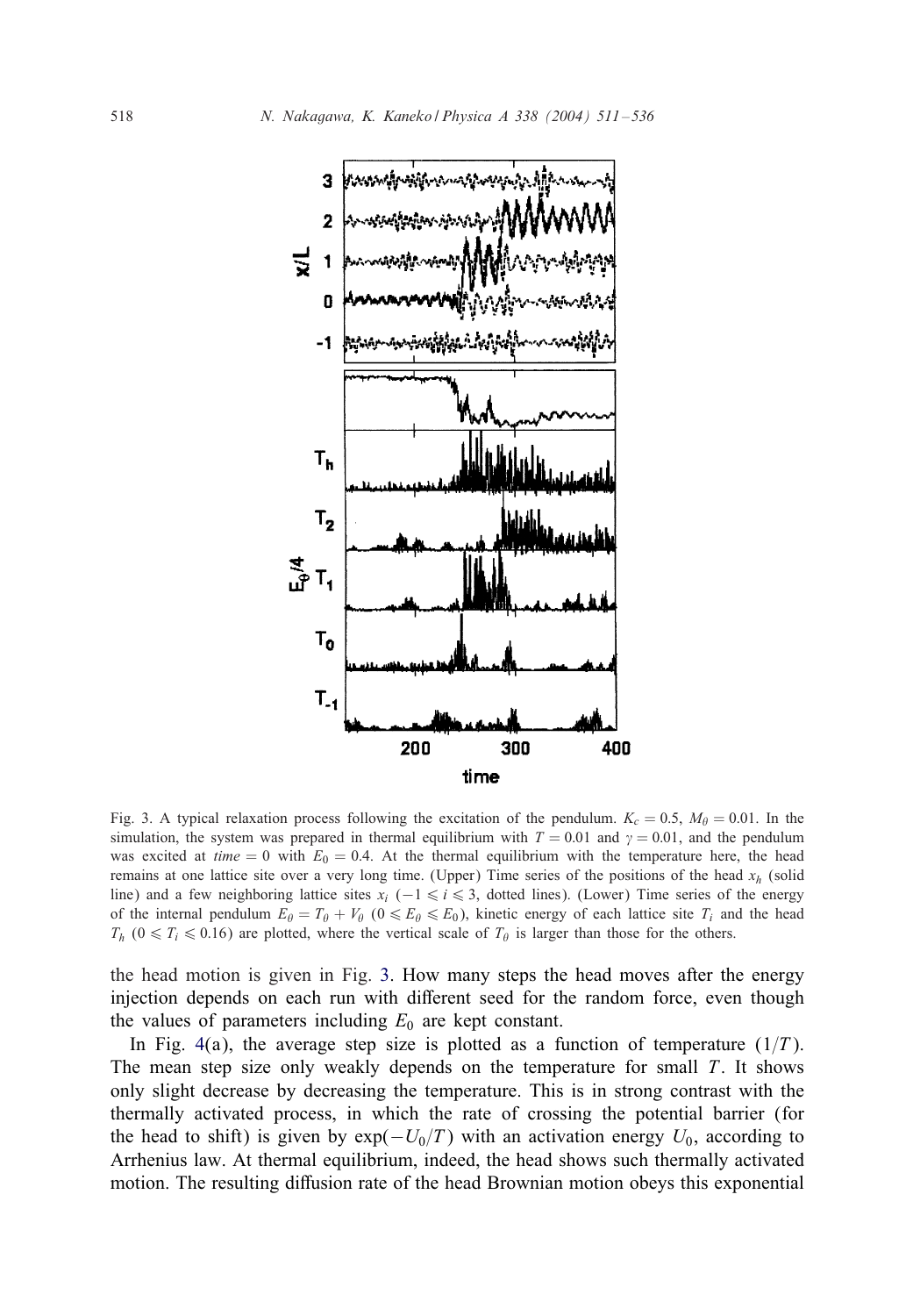Fig. 3. A typical relaxation process following the excitation of the pendulum. $K_c = 0.5$, $M_\theta = 0.01$. In the simulation, the system was prepared in thermal equilibrium with $T = 0.01$ and $\gamma = 0.01$, and the pendulum was excited at *time* = 0 with $E_0 = 0.4$. At the thermal equilibrium with the temperature here, the head remains at one lattice site over a very long time. (Upper) Time series of the positions of the head $x_h$ (solid line) and a few neighboring lattice sites $x_i$ ($-1 \leqslant i \leqslant 3$, dotted lines). (Lower) Time series of the energy of the internal pendulum $E_\theta = T_\theta + V_\theta$ ($0 \leqslant E_\theta \leqslant E_0$), kinetic energy of each lattice site $T_i$ and the head $T_h$ ($0 \leqslant T_i \leqslant 0.16$) are plotted, where the vertical scale of $T_\theta$ is larger than those for the others.

the head motion is given in Fig. 3. How many steps the head moves after the energy injection depends on each run with different seed for the random force, even though the values of parameters including $E_0$ are kept constant.

In Fig. 4(a), the average step size is plotted as a function of temperature ($1/T$). The mean step size only weakly depends on the temperature for small $T$. It shows only slight decrease by decreasing the temperature. This is in strong contrast with the thermally activated process, in which the rate of crossing the potential barrier (for the head to shift) is given by $\exp(-U_0/T)$ with an activation energy $U_0$, according to Arrhenius law. At thermal equilibrium, indeed, the head shows such thermally activated motion. The resulting diffusion rate of the head Brownian motion obeys this exponential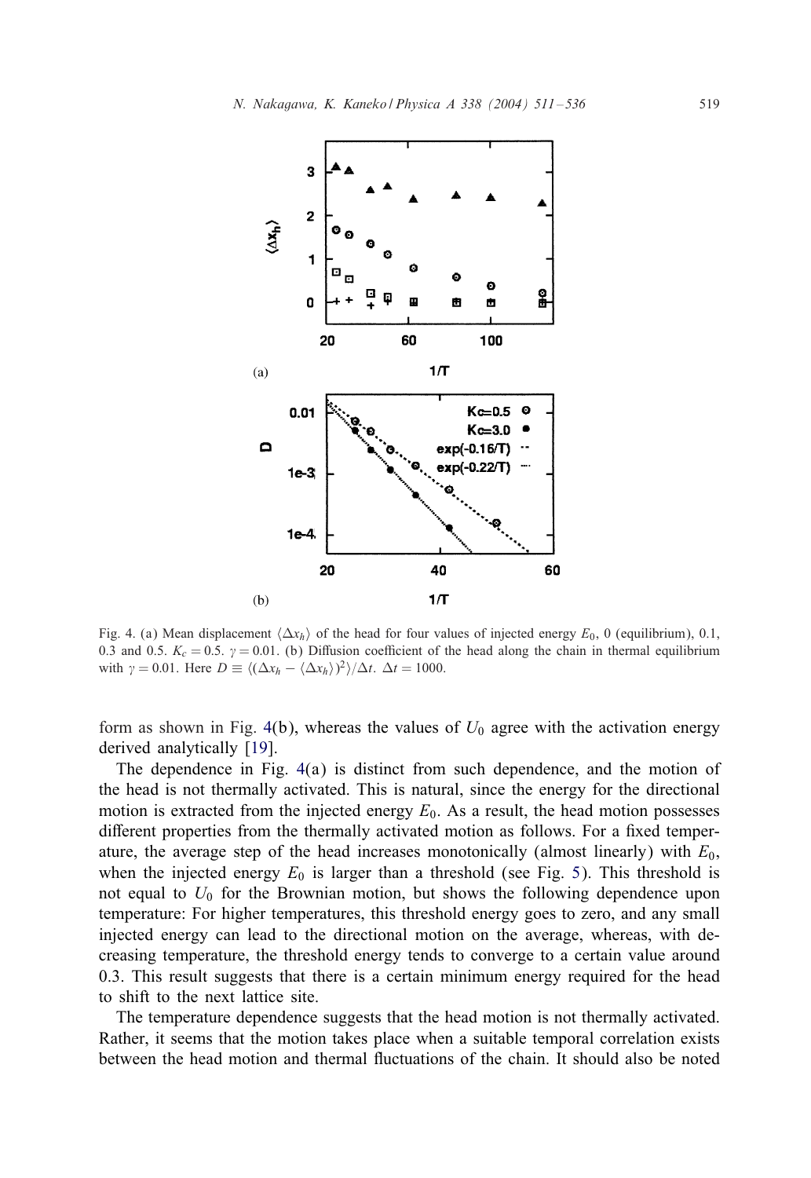3
2
$\langle \Delta x_h \rangle$
1
0
20
60
100
(a)
1/T

0.01
D
1e-3
1e-4
20
40
60
(b)
1/T
Kc=0.5
Kc=3.0
exp(-0.16/T)
exp(-0.22/T)

Fig. 4. (a) Mean displacement $\langle \Delta x_h \rangle$ of the head for four values of injected energy $E_0$, 0 (equilibrium), 0.1, 0.3 and 0.5. $K_c = 0.5$. $\gamma = 0.01$. (b) Diffusion coefficient of the head along the chain in thermal equilibrium with $\gamma = 0.01$. Here $D \equiv \langle (\Delta x_h - \langle \Delta x_h \rangle)^2 \rangle / \Delta t$. $\Delta t = 1000$.

form as shown in Fig. 4(b), whereas the values of $U_0$ agree with the activation energy derived analytically [19].

The dependence in Fig. 4(a) is distinct from such dependence, and the motion of the head is not thermally activated. This is natural, since the energy for the directional motion is extracted from the injected energy $E_0$. As a result, the head motion possesses different properties from the thermally activated motion as follows. For a fixed temperature, the average step of the head increases monotonically (almost linearly) with $E_0$, when the injected energy $E_0$ is larger than a threshold (see Fig. 5). This threshold is not equal to $U_0$ for the Brownian motion, but shows the following dependence upon temperature: For higher temperatures, this threshold energy goes to zero, and any small injected energy can lead to the directional motion on the average, whereas, with decreasing temperature, the threshold energy tends to converge to a certain value around 0.3. This result suggests that there is a certain minimum energy required for the head to shift to the next lattice site.

The temperature dependence suggests that the head motion is not thermally activated. Rather, it seems that the motion takes place when a suitable temporal correlation exists between the head motion and thermal fluctuations of the chain. It should also be noted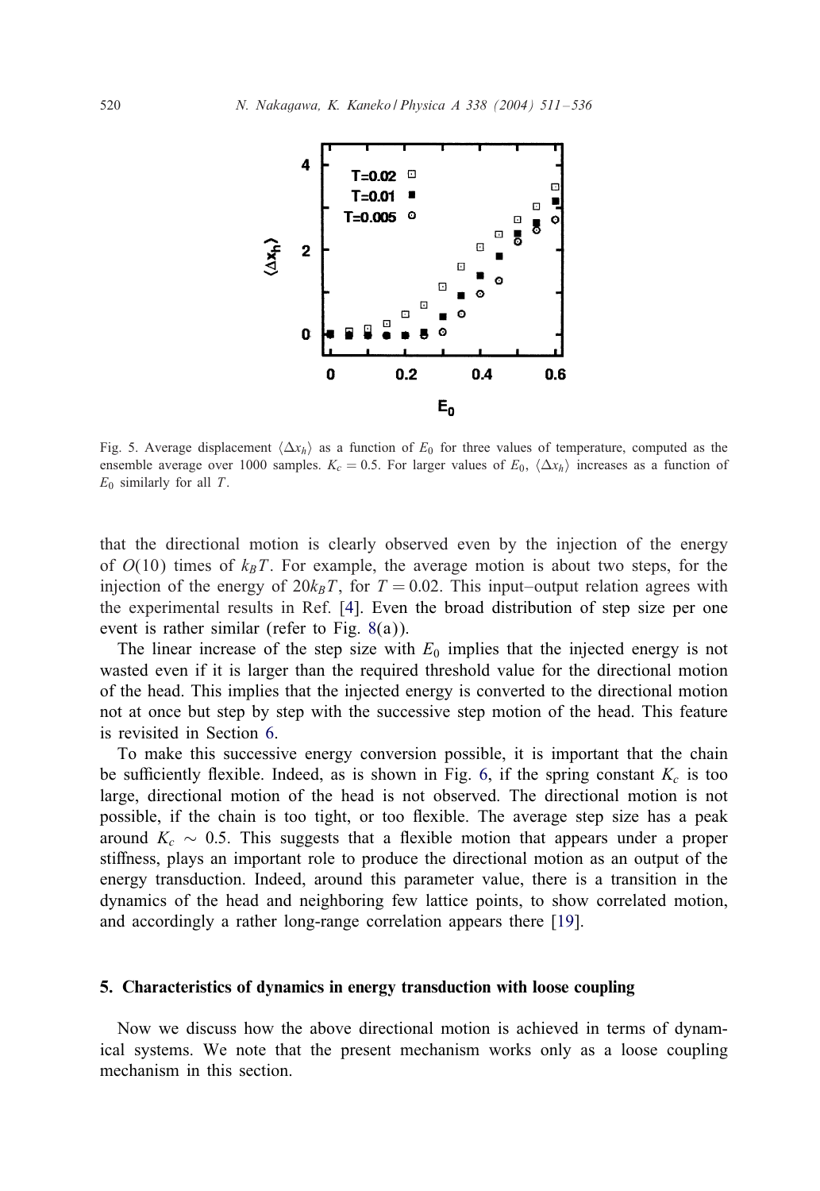T=0.02

T=0.01

T=0.005

4

2

0

$\langle \Delta x_h \rangle$

0

0.2

0.4

0.6

$E_0$

Fig. 5. Average displacement $\langle \Delta x_h \rangle$ as a function of $E_0$ for three values of temperature, computed as the ensemble average over 1000 samples. $K_c = 0.5$. For larger values of $E_0$, $\langle \Delta x_h \rangle$ increases as a function of $E_0$ similarly for all $T$.

that the directional motion is clearly observed even by the injection of the energy of $O(10)$ times of $k_B T$. For example, the average motion is about two steps, for the injection of the energy of $20 k_B T$, for $T = 0.02$. This input–output relation agrees with the experimental results in Ref. [4]. Even the broad distribution of step size per one event is rather similar (refer to Fig. 8(a)).

The linear increase of the step size with $E_0$ implies that the injected energy is not wasted even if it is larger than the required threshold value for the directional motion of the head. This implies that the injected energy is converted to the directional motion not at once but step by step with the successive step motion of the head. This feature is revisited in Section 6.

To make this successive energy conversion possible, it is important that the chain be sufficiently flexible. Indeed, as is shown in Fig. 6, if the spring constant $K_c$ is too large, directional motion of the head is not observed. The directional motion is not possible, if the chain is too tight, or too flexible. The average step size has a peak around $K_c \sim 0.5$. This suggests that a flexible motion that appears under a proper stiffness, plays an important role to produce the directional motion as an output of the energy transduction. Indeed, around this parameter value, there is a transition in the dynamics of the head and neighboring few lattice points, to show correlated motion, and accordingly a rather long-range correlation appears there [19].

## 5. Characteristics of dynamics in energy transduction with loose coupling

Now we discuss how the above directional motion is achieved in terms of dynamical systems. We note that the present mechanism works only as a loose coupling mechanism in this section.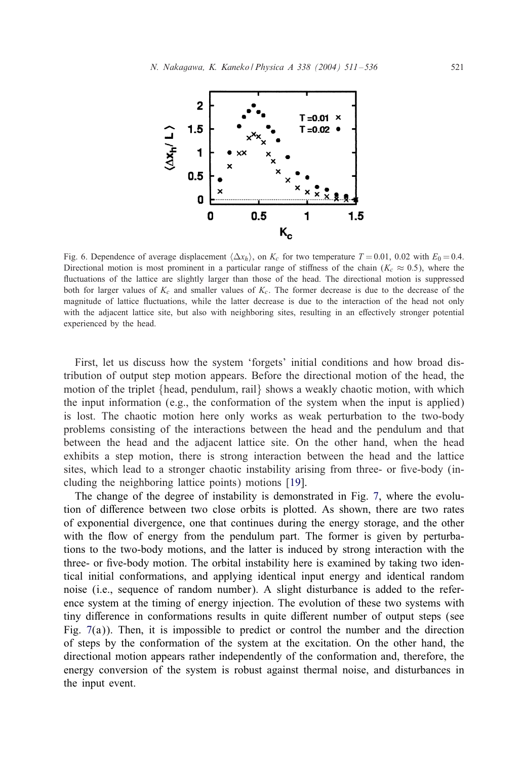⟨Δx_h / L⟩

2
1.5
1
0.5
0

0 0.5 1 1.5

K_c

T = 0.01 ×
T = 0.02 •

Fig. 6. Dependence of average displacement $\langle \Delta x_h \rangle$, on $K_c$ for two temperature $T = 0.01$, 0.02 with $E_0 = 0.4$. Directional motion is most prominent in a particular range of stiffness of the chain ($K_c \approx 0.5$), where the fluctuations of the lattice are slightly larger than those of the head. The directional motion is suppressed both for larger values of $K_c$ and smaller values of $K_c$. The former decrease is due to the decrease of the magnitude of lattice fluctuations, while the latter decrease is due to the interaction of the head not only with the adjacent lattice site, but also with neighboring sites, resulting in an effectively stronger potential experienced by the head.

First, let us discuss how the system 'forgets' initial conditions and how broad distribution of output step motion appears. Before the directional motion of the head, the motion of the triplet {head, pendulum, rail} shows a weakly chaotic motion, with which the input information (e.g., the conformation of the system when the input is applied) is lost. The chaotic motion here only works as weak perturbation to the two-body problems consisting of the interactions between the head and the pendulum and that between the head and the adjacent lattice site. On the other hand, when the head exhibits a step motion, there is strong interaction between the head and the lattice sites, which lead to a stronger chaotic instability arising from three- or five-body (including the neighboring lattice points) motions [19].

The change of the degree of instability is demonstrated in Fig. 7, where the evolution of difference between two close orbits is plotted. As shown, there are two rates of exponential divergence, one that continues during the energy storage, and the other with the flow of energy from the pendulum part. The former is given by perturbations to the two-body motions, and the latter is induced by strong interaction with the three- or five-body motion. The orbital instability here is examined by taking two identical initial conformations, and applying identical input energy and identical random noise (i.e., sequence of random number). A slight disturbance is added to the reference system at the timing of energy injection. The evolution of these two systems with tiny difference in conformations results in quite different number of output steps (see Fig. 7(a)). Then, it is impossible to predict or control the number and the direction of steps by the conformation of the system at the excitation. On the other hand, the directional motion appears rather independently of the conformation and, therefore, the energy conversion of the system is robust against thermal noise, and disturbances in the input event.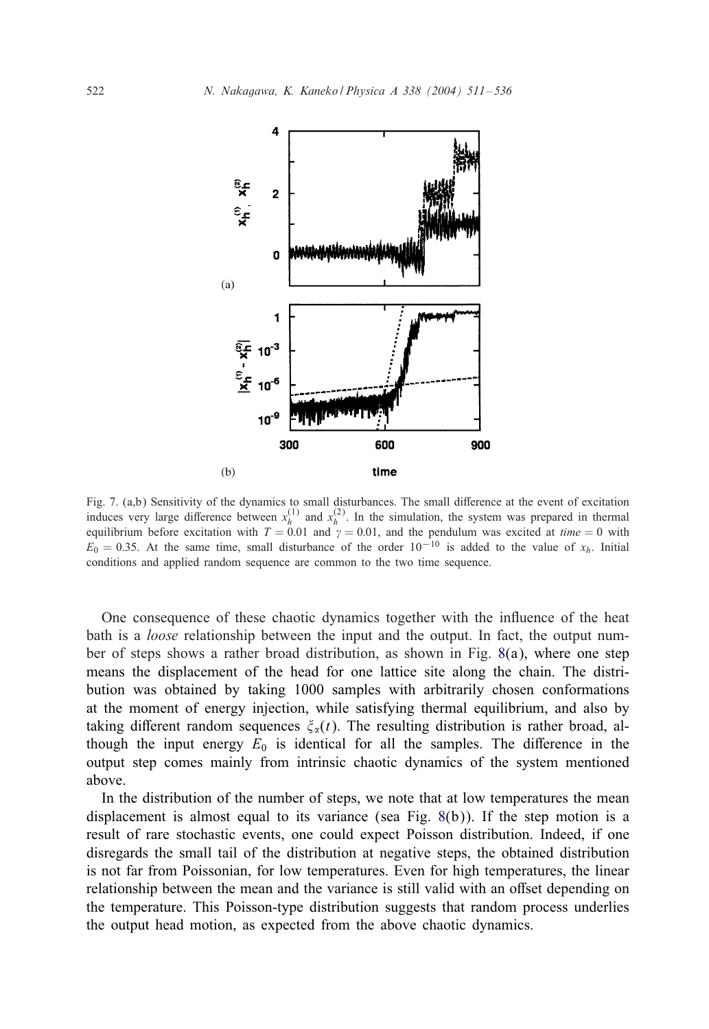(a)

4

2

0

$x_h^{(1)}, x_h^{(2)}$

(b)

1

$10^{-3}$

$10^{-6}$

$10^{-9}$

$|x_h^{(1)} - x_h^{(2)}|$

300

600

900

time

Fig. 7. (a,b) Sensitivity of the dynamics to small disturbances. The small difference at the event of excitation induces very large difference between $x_h^{(1)}$ and $x_h^{(2)}$. In the simulation, the system was prepared in thermal equilibrium before excitation with $T = 0.01$ and $\gamma = 0.01$, and the pendulum was excited at $time = 0$ with $E_0 = 0.35$. At the same time, small disturbance of the order $10^{-10}$ is added to the value of $x_h$. Initial conditions and applied random sequence are common to the two time sequence.

One consequence of these chaotic dynamics together with the influence of the heat bath is a *loose* relationship between the input and the output. In fact, the output number of steps shows a rather broad distribution, as shown in Fig. 8(a), where one step means the displacement of the head for one lattice site along the chain. The distribution was obtained by taking 1000 samples with arbitrarily chosen conformations at the moment of energy injection, while satisfying thermal equilibrium, and also by taking different random sequences $\xi_\alpha(t)$. The resulting distribution is rather broad, although the input energy $E_0$ is identical for all the samples. The difference in the output step comes mainly from intrinsic chaotic dynamics of the system mentioned above.

In the distribution of the number of steps, we note that at low temperatures the mean displacement is almost equal to its variance (sea Fig. 8(b)). If the step motion is a result of rare stochastic events, one could expect Poisson distribution. Indeed, if one disregards the small tail of the distribution at negative steps, the obtained distribution is not far from Poissonian, for low temperatures. Even for high temperatures, the linear relationship between the mean and the variance is still valid with an offset depending on the temperature. This Poisson-type distribution suggests that random process underlies the output head motion, as expected from the above chaotic dynamics.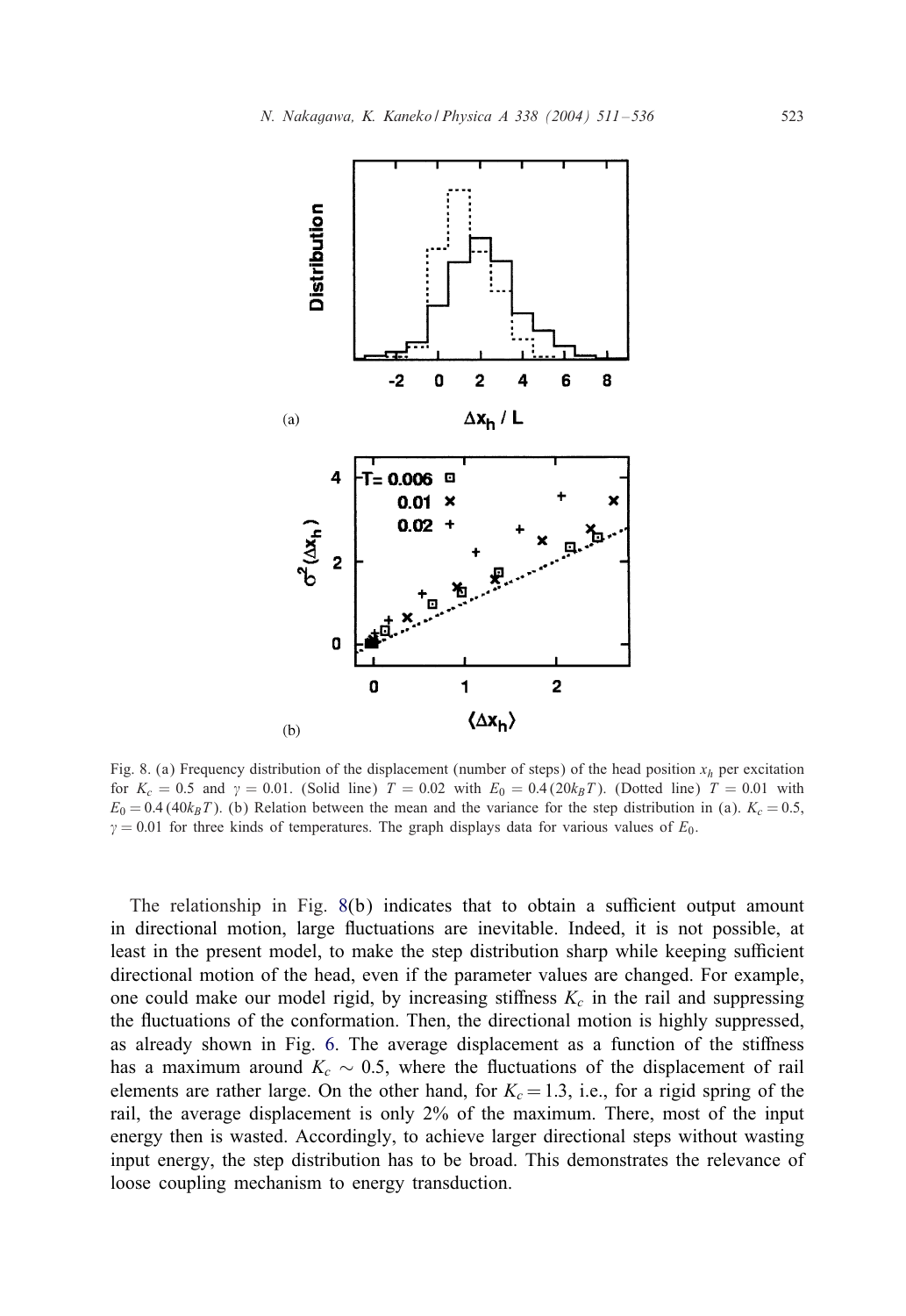Distribution

-2 0 2 4 6 8

(a)

$\Delta x_h / L$

T= 0.006

0.01

0.02

4

2

0

$\sigma^2(\Delta x_h)$

0 1 2

(b)

$\langle \Delta x_h \rangle$

Fig. 8. (a) Frequency distribution of the displacement (number of steps) of the head position $x_h$ per excitation for $K_c = 0.5$ and $\gamma = 0.01$. (Solid line) $T = 0.02$ with $E_0 = 0.4\,(20k_BT)$. (Dotted line) $T = 0.01$ with $E_0 = 0.4\,(40k_BT)$. (b) Relation between the mean and the variance for the step distribution in (a). $K_c = 0.5$, $\gamma = 0.01$ for three kinds of temperatures. The graph displays data for various values of $E_0$.

The relationship in Fig. 8(b) indicates that to obtain a sufficient output amount in directional motion, large fluctuations are inevitable. Indeed, it is not possible, at least in the present model, to make the step distribution sharp while keeping sufficient directional motion of the head, even if the parameter values are changed. For example, one could make our model rigid, by increasing stiffness $K_c$ in the rail and suppressing the fluctuations of the conformation. Then, the directional motion is highly suppressed, as already shown in Fig. 6. The average displacement as a function of the stiffness has a maximum around $K_c \sim 0.5$, where the fluctuations of the displacement of rail elements are rather large. On the other hand, for $K_c = 1.3$, i.e., for a rigid spring of the rail, the average displacement is only 2% of the maximum. There, most of the input energy then is wasted. Accordingly, to achieve larger directional steps without wasting input energy, the step distribution has to be broad. This demonstrates the relevance of loose coupling mechanism to energy transduction.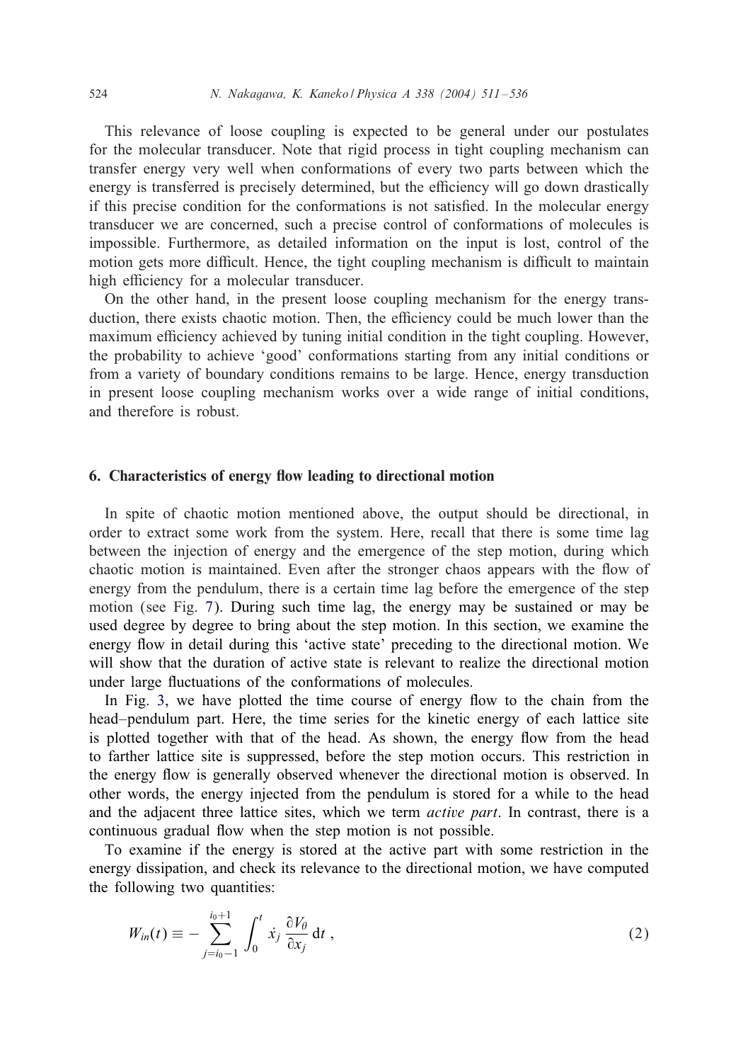This relevance of loose coupling is expected to be general under our postulates for the molecular transducer. Note that rigid process in tight coupling mechanism can transfer energy very well when conformations of every two parts between which the energy is transferred is precisely determined, but the efficiency will go down drastically if this precise condition for the conformations is not satisfied. In the molecular energy transducer we are concerned, such a precise control of conformations of molecules is impossible. Furthermore, as detailed information on the input is lost, control of the motion gets more difficult. Hence, the tight coupling mechanism is difficult to maintain high efficiency for a molecular transducer.

On the other hand, in the present loose coupling mechanism for the energy transduction, there exists chaotic motion. Then, the efficiency could be much lower than the maximum efficiency achieved by tuning initial condition in the tight coupling. However, the probability to achieve 'good' conformations starting from any initial conditions or from a variety of boundary conditions remains to be large. Hence, energy transduction in present loose coupling mechanism works over a wide range of initial conditions, and therefore is robust.

## 6. Characteristics of energy flow leading to directional motion

In spite of chaotic motion mentioned above, the output should be directional, in order to extract some work from the system. Here, recall that there is some time lag between the injection of energy and the emergence of the step motion, during which chaotic motion is maintained. Even after the stronger chaos appears with the flow of energy from the pendulum, there is a certain time lag before the emergence of the step motion (see Fig. 7). During such time lag, the energy may be sustained or may be used degree by degree to bring about the step motion. In this section, we examine the energy flow in detail during this 'active state' preceding to the directional motion. We will show that the duration of active state is relevant to realize the directional motion under large fluctuations of the conformations of molecules.

In Fig. 3, we have plotted the time course of energy flow to the chain from the head–pendulum part. Here, the time series for the kinetic energy of each lattice site is plotted together with that of the head. As shown, the energy flow from the head to farther lattice site is suppressed, before the step motion occurs. This restriction in the energy flow is generally observed whenever the directional motion is observed. In other words, the energy injected from the pendulum is stored for a while to the head and the adjacent three lattice sites, which we term *active part*. In contrast, there is a continuous gradual flow when the step motion is not possible.

To examine if the energy is stored at the active part with some restriction in the energy dissipation, and check its relevance to the directional motion, we have computed the following two quantities:

$$W_{in}(t) \equiv - \sum_{j=i_0-1}^{i_0+1} \int_0^t \dot{x}_j \frac{\partial V_\theta}{\partial x_j} \, \mathrm{d}t \, , \tag{2}$$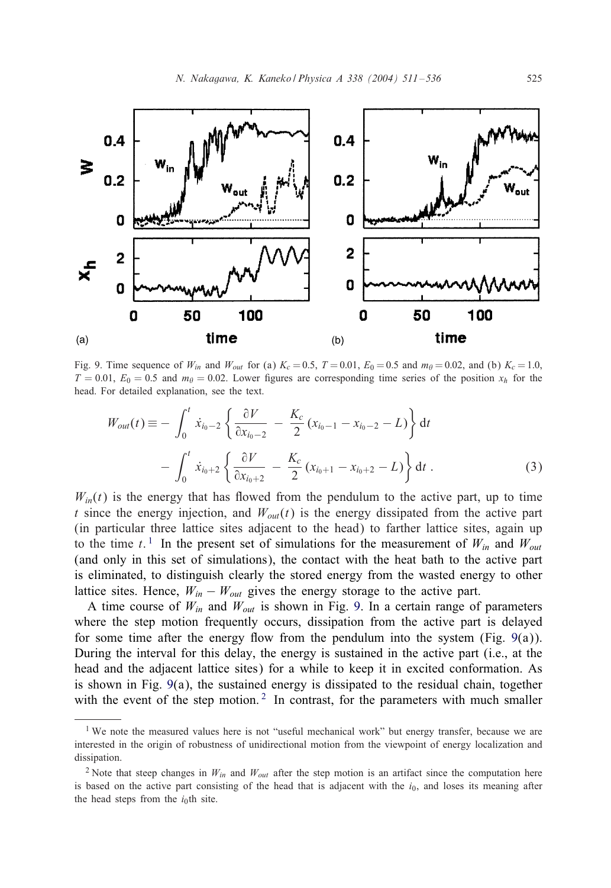W
0.4
0.2
0
$W_{in}$
$W_{out}$
$x_h$
2
0
0
50
100
(a)
time

0.4
0.2
0
$W_{in}$
$W_{out}$
2
0
0
50
100
(b)
time

Fig. 9. Time sequence of $W_{in}$ and $W_{out}$ for (a) $K_c = 0.5$, $T = 0.01$, $E_0 = 0.5$ and $m_\theta = 0.02$, and (b) $K_c = 1.0$, $T = 0.01$, $E_0 = 0.5$ and $m_\theta = 0.02$. Lower figures are corresponding time series of the position $x_h$ for the head. For detailed explanation, see the text.

$$W_{out}(t) \equiv -\int_0^t \dot{x}_{i_0-2}\left\{\frac{\partial V}{\partial x_{i_0-2}} - \frac{K_c}{2}(x_{i_0-1} - x_{i_0-2} - L)\right\}\mathrm{d}t$$
$$-\int_0^t \dot{x}_{i_0+2}\left\{\frac{\partial V}{\partial x_{i_0+2}} - \frac{K_c}{2}(x_{i_0+1} - x_{i_0+2} - L)\right\}\mathrm{d}t\,. \quad (3)$$

$W_{in}(t)$ is the energy that has flowed from the pendulum to the active part, up to time $t$ since the energy injection, and $W_{out}(t)$ is the energy dissipated from the active part (in particular three lattice sites adjacent to the head) to farther lattice sites, again up to the time $t$.[1] In the present set of simulations for the measurement of $W_{in}$ and $W_{out}$ (and only in this set of simulations), the contact with the heat bath to the active part is eliminated, to distinguish clearly the stored energy from the wasted energy to other lattice sites. Hence, $W_{in} - W_{out}$ gives the energy storage to the active part.

A time course of $W_{in}$ and $W_{out}$ is shown in Fig. 9. In a certain range of parameters where the step motion frequently occurs, dissipation from the active part is delayed for some time after the energy flow from the pendulum into the system (Fig. 9(a)). During the interval for this delay, the energy is sustained in the active part (i.e., at the head and the adjacent lattice sites) for a while to keep it in excited conformation. As is shown in Fig. 9(a), the sustained energy is dissipated to the residual chain, together with the event of the step motion.[2] In contrast, for the parameters with much smaller

[1] We note the measured values here is not "useful mechanical work" but energy transfer, because we are interested in the origin of robustness of unidirectional motion from the viewpoint of energy localization and dissipation.

[2] Note that steep changes in $W_{in}$ and $W_{out}$ after the step motion is an artifact since the computation here is based on the active part consisting of the head that is adjacent with the $i_0$, and loses its meaning after the head steps from the $i_0$th site.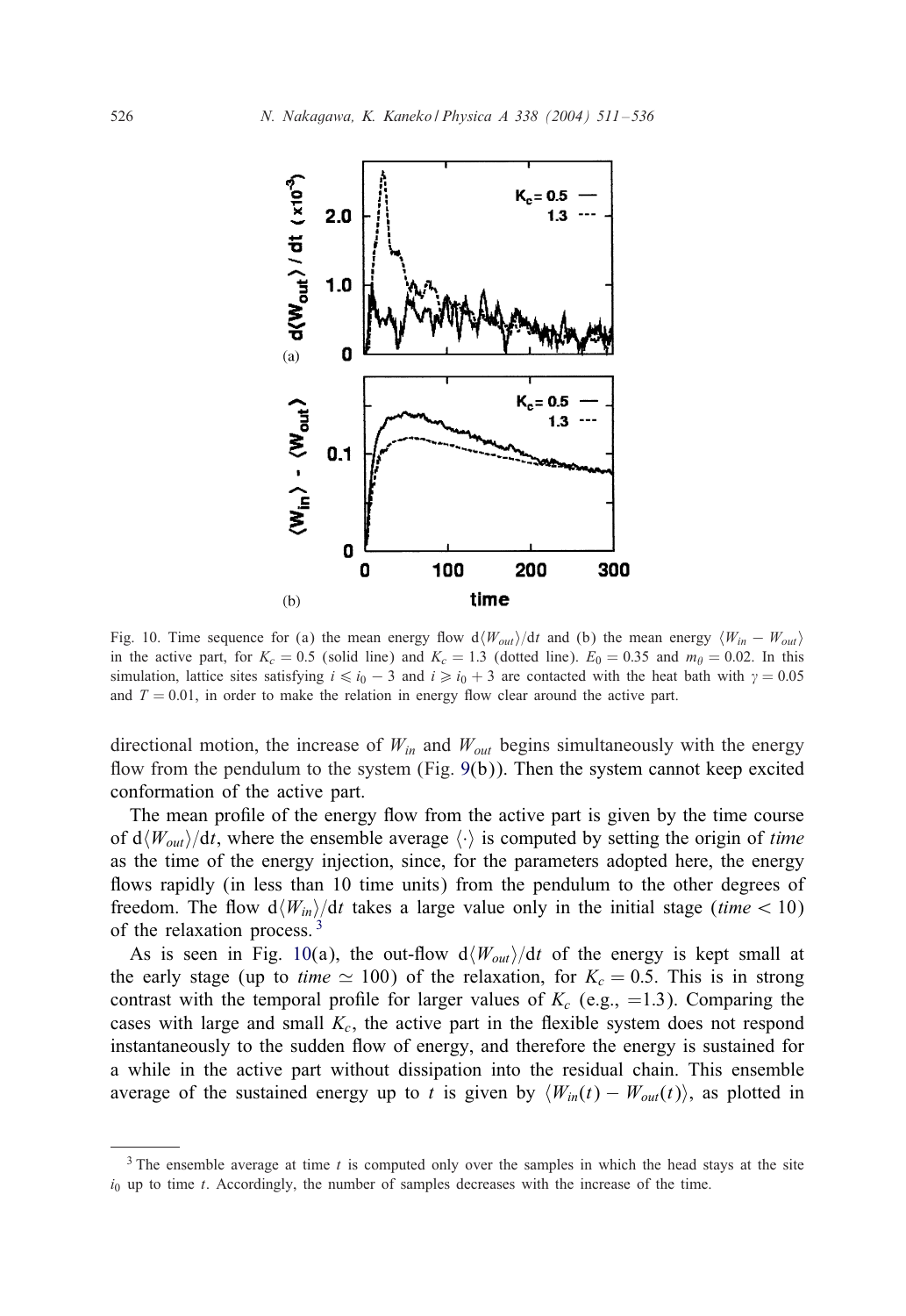Fig. 10. Time sequence for (a) the mean energy flow $\mathrm{d}\langle W_{out}\rangle/\mathrm{d}t$ and (b) the mean energy $\langle W_{in} - W_{out}\rangle$ in the active part, for $K_c = 0.5$ (solid line) and $K_c = 1.3$ (dotted line). $E_0 = 0.35$ and $m_\theta = 0.02$. In this simulation, lattice sites satisfying $i \leqslant i_0 - 3$ and $i \geqslant i_0 + 3$ are contacted with the heat bath with $\gamma = 0.05$ and $T = 0.01$, in order to make the relation in energy flow clear around the active part.

directional motion, the increase of $W_{in}$ and $W_{out}$ begins simultaneously with the energy flow from the pendulum to the system (Fig. 9(b)). Then the system cannot keep excited conformation of the active part.

The mean profile of the energy flow from the active part is given by the time course of $\mathrm{d}\langle W_{out}\rangle/\mathrm{d}t$, where the ensemble average $\langle\cdot\rangle$ is computed by setting the origin of *time* as the time of the energy injection, since, for the parameters adopted here, the energy flows rapidly (in less than 10 time units) from the pendulum to the other degrees of freedom. The flow $\mathrm{d}\langle W_{in}\rangle/\mathrm{d}t$ takes a large value only in the initial stage (*time* $< 10$) of the relaxation process. [3]

As is seen in Fig. 10(a), the out-flow $\mathrm{d}\langle W_{out}\rangle/\mathrm{d}t$ of the energy is kept small at the early stage (up to *time* $\simeq 100$) of the relaxation, for $K_c = 0.5$. This is in strong contrast with the temporal profile for larger values of $K_c$ (e.g., $=1.3$). Comparing the cases with large and small $K_c$, the active part in the flexible system does not respond instantaneously to the sudden flow of energy, and therefore the energy is sustained for a while in the active part without dissipation into the residual chain. This ensemble average of the sustained energy up to $t$ is given by $\langle W_{in}(t) - W_{out}(t)\rangle$, as plotted in

[3] The ensemble average at time $t$ is computed only over the samples in which the head stays at the site $i_0$ up to time $t$. Accordingly, the number of samples decreases with the increase of the time.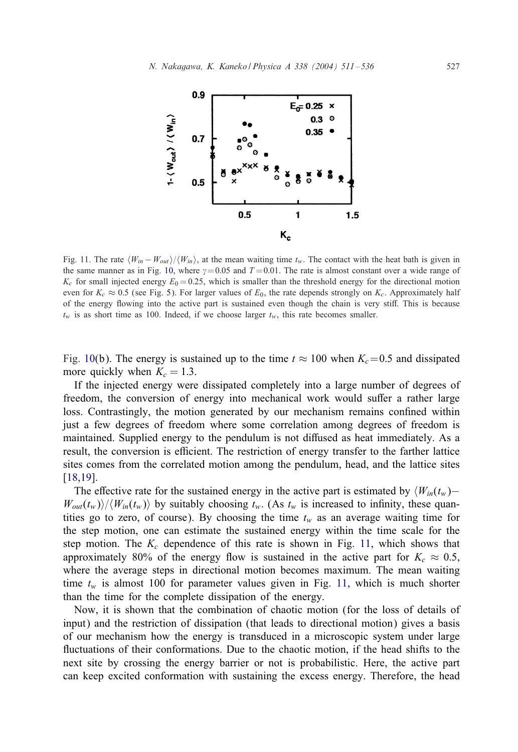0.9

0.7

0.5

$E_0$= 0.25 ×

0.3 ○

0.35 ●

1- ⟨ $W_{out}$ ⟩ / ⟨ $W_{in}$ ⟩

0.5

1

1.5

$K_c$

Fig. 11. The rate $\langle W_{in} - W_{out}\rangle / \langle W_{in}\rangle$, at the mean waiting time $t_w$. The contact with the heat bath is given in the same manner as in Fig. 10, where $\gamma = 0.05$ and $T = 0.01$. The rate is almost constant over a wide range of $K_c$ for small injected energy $E_0 = 0.25$, which is smaller than the threshold energy for the directional motion even for $K_c \approx 0.5$ (see Fig. 5). For larger values of $E_0$, the rate depends strongly on $K_c$. Approximately half of the energy flowing into the active part is sustained even though the chain is very stiff. This is because $t_w$ is as short time as 100. Indeed, if we choose larger $t_w$, this rate becomes smaller.

Fig. 10(b). The energy is sustained up to the time $t \approx 100$ when $K_c = 0.5$ and dissipated more quickly when $K_c = 1.3$.

If the injected energy were dissipated completely into a large number of degrees of freedom, the conversion of energy into mechanical work would suffer a rather large loss. Contrastingly, the motion generated by our mechanism remains confined within just a few degrees of freedom where some correlation among degrees of freedom is maintained. Supplied energy to the pendulum is not diffused as heat immediately. As a result, the conversion is efficient. The restriction of energy transfer to the farther lattice sites comes from the correlated motion among the pendulum, head, and the lattice sites [18,19].

The effective rate for the sustained energy in the active part is estimated by $\langle W_{in}(t_w) - W_{out}(t_w)\rangle / \langle W_{in}(t_w)\rangle$ by suitably choosing $t_w$. (As $t_w$ is increased to infinity, these quantities go to zero, of course). By choosing the time $t_w$ as an average waiting time for the step motion, one can estimate the sustained energy within the time scale for the step motion. The $K_c$ dependence of this rate is shown in Fig. 11, which shows that approximately 80% of the energy flow is sustained in the active part for $K_c \approx 0.5$, where the average steps in directional motion becomes maximum. The mean waiting time $t_w$ is almost 100 for parameter values given in Fig. 11, which is much shorter than the time for the complete dissipation of the energy.

Now, it is shown that the combination of chaotic motion (for the loss of details of input) and the restriction of dissipation (that leads to directional motion) gives a basis of our mechanism how the energy is transduced in a microscopic system under large fluctuations of their conformations. Due to the chaotic motion, if the head shifts to the next site by crossing the energy barrier or not is probabilistic. Here, the active part can keep excited conformation with sustaining the excess energy. Therefore, the head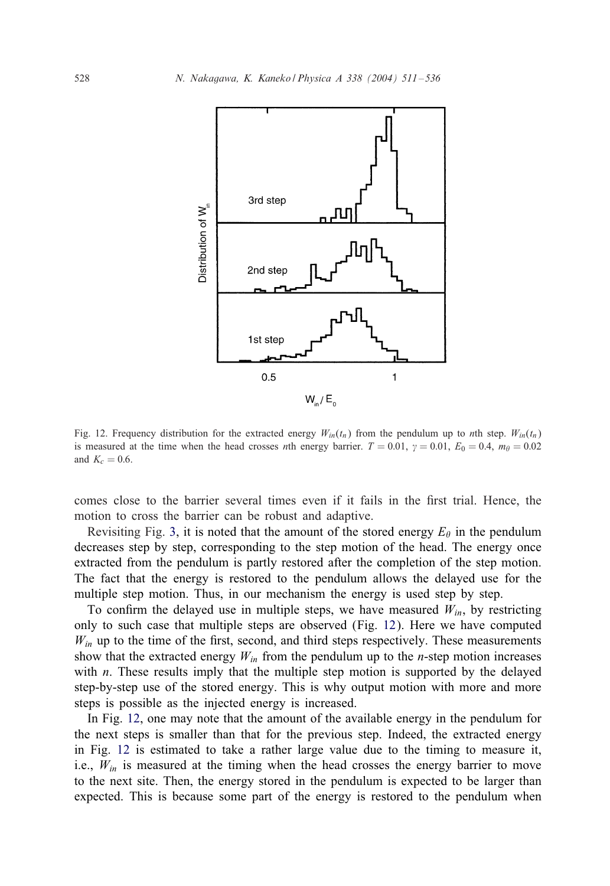3rd step

2nd step

1st step

Distribution of $W_{in}$

0.5

1

$W_{in}/E_0$

Fig. 12. Frequency distribution for the extracted energy $W_{in}(t_n)$ from the pendulum up to $n$th step. $W_{in}(t_n)$ is measured at the time when the head crosses $n$th energy barrier. $T = 0.01$, $\gamma = 0.01$, $E_0 = 0.4$, $m_\theta = 0.02$ and $K_c = 0.6$.

comes close to the barrier several times even if it fails in the first trial. Hence, the motion to cross the barrier can be robust and adaptive.

Revisiting Fig. 3, it is noted that the amount of the stored energy $E_\theta$ in the pendulum decreases step by step, corresponding to the step motion of the head. The energy once extracted from the pendulum is partly restored after the completion of the step motion. The fact that the energy is restored to the pendulum allows the delayed use for the multiple step motion. Thus, in our mechanism the energy is used step by step.

To confirm the delayed use in multiple steps, we have measured $W_{in}$, by restricting only to such case that multiple steps are observed (Fig. 12). Here we have computed $W_{in}$ up to the time of the first, second, and third steps respectively. These measurements show that the extracted energy $W_{in}$ from the pendulum up to the $n$-step motion increases with $n$. These results imply that the multiple step motion is supported by the delayed step-by-step use of the stored energy. This is why output motion with more and more steps is possible as the injected energy is increased.

In Fig. 12, one may note that the amount of the available energy in the pendulum for the next steps is smaller than that for the previous step. Indeed, the extracted energy in Fig. 12 is estimated to take a rather large value due to the timing to measure it, i.e., $W_{in}$ is measured at the timing when the head crosses the energy barrier to move to the next site. Then, the energy stored in the pendulum is expected to be larger than expected. This is because some part of the energy is restored to the pendulum when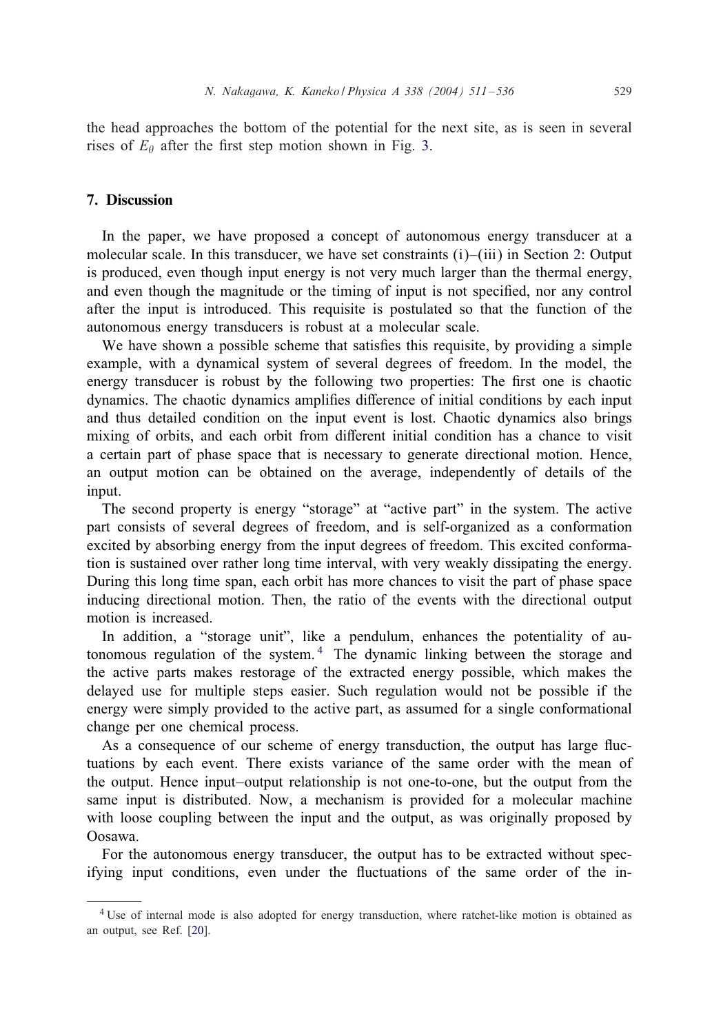the head approaches the bottom of the potential for the next site, as is seen in several rises of $E_\theta$ after the first step motion shown in Fig. 3.

## 7. Discussion

In the paper, we have proposed a concept of autonomous energy transducer at a molecular scale. In this transducer, we have set constraints (i)–(iii) in Section 2: Output is produced, even though input energy is not very much larger than the thermal energy, and even though the magnitude or the timing of input is not specified, nor any control after the input is introduced. This requisite is postulated so that the function of the autonomous energy transducers is robust at a molecular scale.

We have shown a possible scheme that satisfies this requisite, by providing a simple example, with a dynamical system of several degrees of freedom. In the model, the energy transducer is robust by the following two properties: The first one is chaotic dynamics. The chaotic dynamics amplifies difference of initial conditions by each input and thus detailed condition on the input event is lost. Chaotic dynamics also brings mixing of orbits, and each orbit from different initial condition has a chance to visit a certain part of phase space that is necessary to generate directional motion. Hence, an output motion can be obtained on the average, independently of details of the input.

The second property is energy "storage" at "active part" in the system. The active part consists of several degrees of freedom, and is self-organized as a conformation excited by absorbing energy from the input degrees of freedom. This excited conformation is sustained over rather long time interval, with very weakly dissipating the energy. During this long time span, each orbit has more chances to visit the part of phase space inducing directional motion. Then, the ratio of the events with the directional output motion is increased.

In addition, a "storage unit", like a pendulum, enhances the potentiality of autonomous regulation of the system. [4] The dynamic linking between the storage and the active parts makes restorage of the extracted energy possible, which makes the delayed use for multiple steps easier. Such regulation would not be possible if the energy were simply provided to the active part, as assumed for a single conformational change per one chemical process.

As a consequence of our scheme of energy transduction, the output has large fluctuations by each event. There exists variance of the same order with the mean of the output. Hence input–output relationship is not one-to-one, but the output from the same input is distributed. Now, a mechanism is provided for a molecular machine with loose coupling between the input and the output, as was originally proposed by Oosawa.

For the autonomous energy transducer, the output has to be extracted without specifying input conditions, even under the fluctuations of the same order of the in-

[4] Use of internal mode is also adopted for energy transduction, where ratchet-like motion is obtained as an output, see Ref. [20].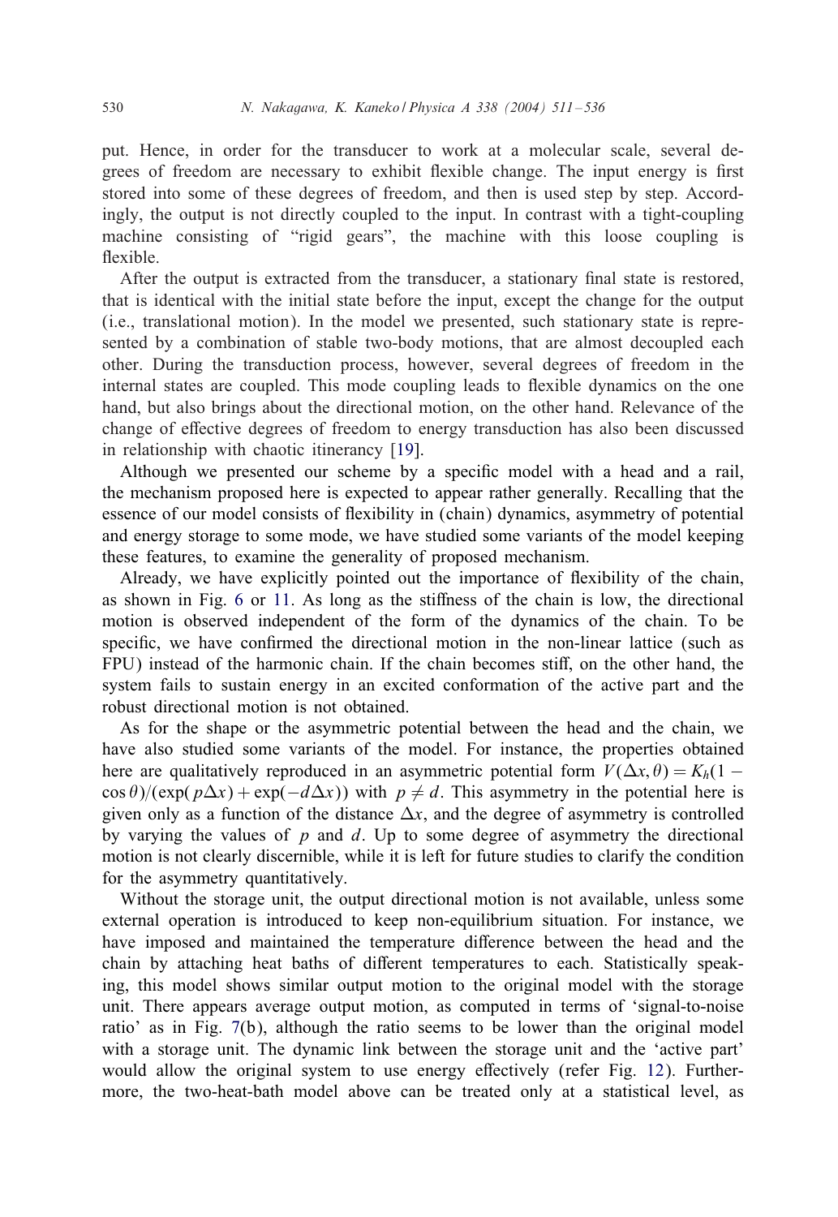put. Hence, in order for the transducer to work at a molecular scale, several degrees of freedom are necessary to exhibit flexible change. The input energy is first stored into some of these degrees of freedom, and then is used step by step. Accordingly, the output is not directly coupled to the input. In contrast with a tight-coupling machine consisting of "rigid gears", the machine with this loose coupling is flexible.

After the output is extracted from the transducer, a stationary final state is restored, that is identical with the initial state before the input, except the change for the output (i.e., translational motion). In the model we presented, such stationary state is represented by a combination of stable two-body motions, that are almost decoupled each other. During the transduction process, however, several degrees of freedom in the internal states are coupled. This mode coupling leads to flexible dynamics on the one hand, but also brings about the directional motion, on the other hand. Relevance of the change of effective degrees of freedom to energy transduction has also been discussed in relationship with chaotic itinerancy [19].

Although we presented our scheme by a specific model with a head and a rail, the mechanism proposed here is expected to appear rather generally. Recalling that the essence of our model consists of flexibility in (chain) dynamics, asymmetry of potential and energy storage to some mode, we have studied some variants of the model keeping these features, to examine the generality of proposed mechanism.

Already, we have explicitly pointed out the importance of flexibility of the chain, as shown in Fig. 6 or 11. As long as the stiffness of the chain is low, the directional motion is observed independent of the form of the dynamics of the chain. To be specific, we have confirmed the directional motion in the non-linear lattice (such as FPU) instead of the harmonic chain. If the chain becomes stiff, on the other hand, the system fails to sustain energy in an excited conformation of the active part and the robust directional motion is not obtained.

As for the shape or the asymmetric potential between the head and the chain, we have also studied some variants of the model. For instance, the properties obtained here are qualitatively reproduced in an asymmetric potential form $V(\Delta x, \theta) = K_h(1 - \cos\theta)/(\exp(p\Delta x) + \exp(-d\Delta x))$ with $p \neq d$. This asymmetry in the potential here is given only as a function of the distance $\Delta x$, and the degree of asymmetry is controlled by varying the values of $p$ and $d$. Up to some degree of asymmetry the directional motion is not clearly discernible, while it is left for future studies to clarify the condition for the asymmetry quantitatively.

Without the storage unit, the output directional motion is not available, unless some external operation is introduced to keep non-equilibrium situation. For instance, we have imposed and maintained the temperature difference between the head and the chain by attaching heat baths of different temperatures to each. Statistically speaking, this model shows similar output motion to the original model with the storage unit. There appears average output motion, as computed in terms of 'signal-to-noise ratio' as in Fig. 7(b), although the ratio seems to be lower than the original model with a storage unit. The dynamic link between the storage unit and the 'active part' would allow the original system to use energy effectively (refer Fig. 12). Furthermore, the two-heat-bath model above can be treated only at a statistical level, as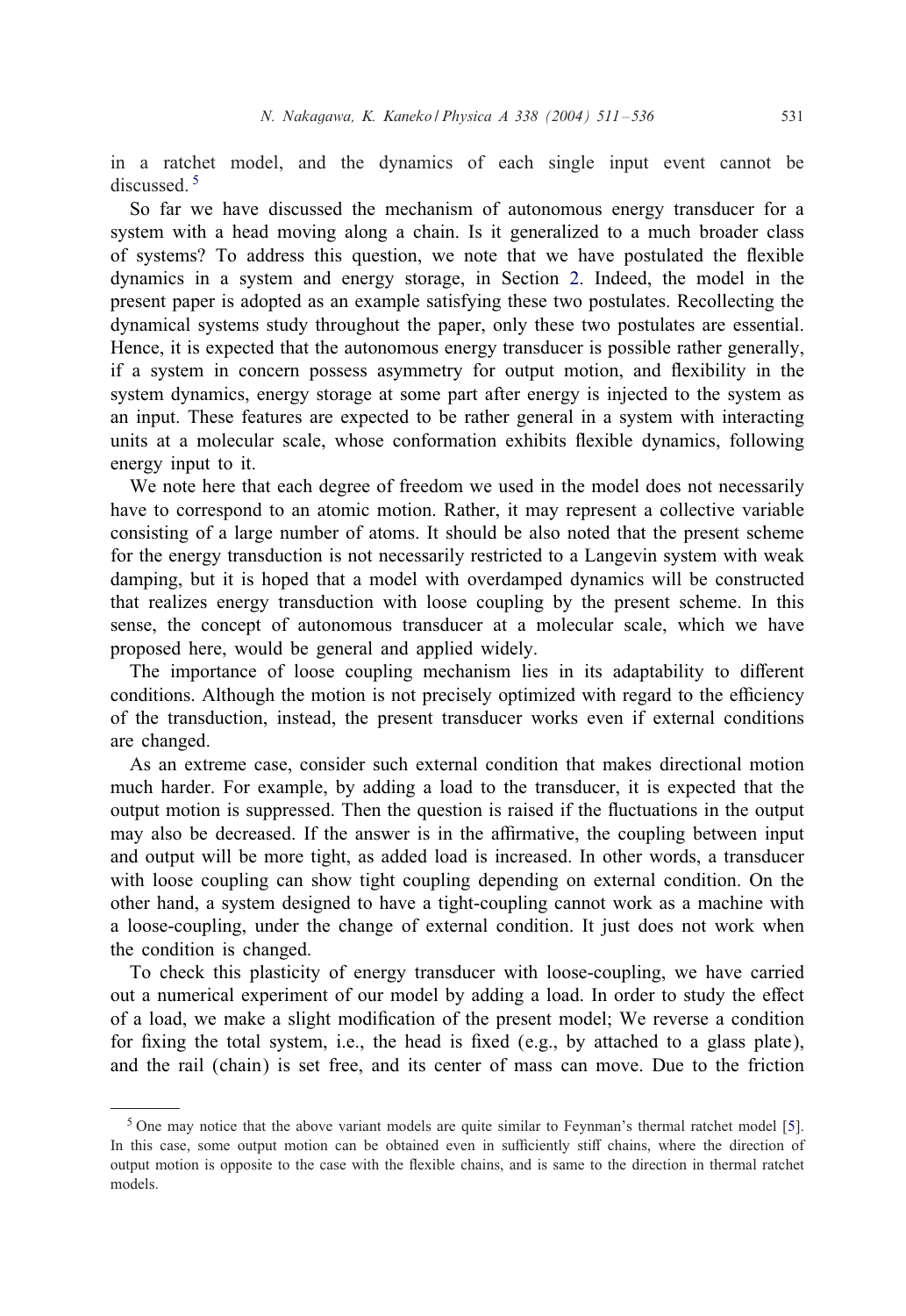in a ratchet model, and the dynamics of each single input event cannot be discussed. [5]

So far we have discussed the mechanism of autonomous energy transducer for a system with a head moving along a chain. Is it generalized to a much broader class of systems? To address this question, we note that we have postulated the flexible dynamics in a system and energy storage, in Section 2. Indeed, the model in the present paper is adopted as an example satisfying these two postulates. Recollecting the dynamical systems study throughout the paper, only these two postulates are essential. Hence, it is expected that the autonomous energy transducer is possible rather generally, if a system in concern possess asymmetry for output motion, and flexibility in the system dynamics, energy storage at some part after energy is injected to the system as an input. These features are expected to be rather general in a system with interacting units at a molecular scale, whose conformation exhibits flexible dynamics, following energy input to it.

We note here that each degree of freedom we used in the model does not necessarily have to correspond to an atomic motion. Rather, it may represent a collective variable consisting of a large number of atoms. It should be also noted that the present scheme for the energy transduction is not necessarily restricted to a Langevin system with weak damping, but it is hoped that a model with overdamped dynamics will be constructed that realizes energy transduction with loose coupling by the present scheme. In this sense, the concept of autonomous transducer at a molecular scale, which we have proposed here, would be general and applied widely.

The importance of loose coupling mechanism lies in its adaptability to different conditions. Although the motion is not precisely optimized with regard to the efficiency of the transduction, instead, the present transducer works even if external conditions are changed.

As an extreme case, consider such external condition that makes directional motion much harder. For example, by adding a load to the transducer, it is expected that the output motion is suppressed. Then the question is raised if the fluctuations in the output may also be decreased. If the answer is in the affirmative, the coupling between input and output will be more tight, as added load is increased. In other words, a transducer with loose coupling can show tight coupling depending on external condition. On the other hand, a system designed to have a tight-coupling cannot work as a machine with a loose-coupling, under the change of external condition. It just does not work when the condition is changed.

To check this plasticity of energy transducer with loose-coupling, we have carried out a numerical experiment of our model by adding a load. In order to study the effect of a load, we make a slight modification of the present model; We reverse a condition for fixing the total system, i.e., the head is fixed (e.g., by attached to a glass plate), and the rail (chain) is set free, and its center of mass can move. Due to the friction

[5] One may notice that the above variant models are quite similar to Feynman's thermal ratchet model [5]. In this case, some output motion can be obtained even in sufficiently stiff chains, where the direction of output motion is opposite to the case with the flexible chains, and is same to the direction in thermal ratchet models.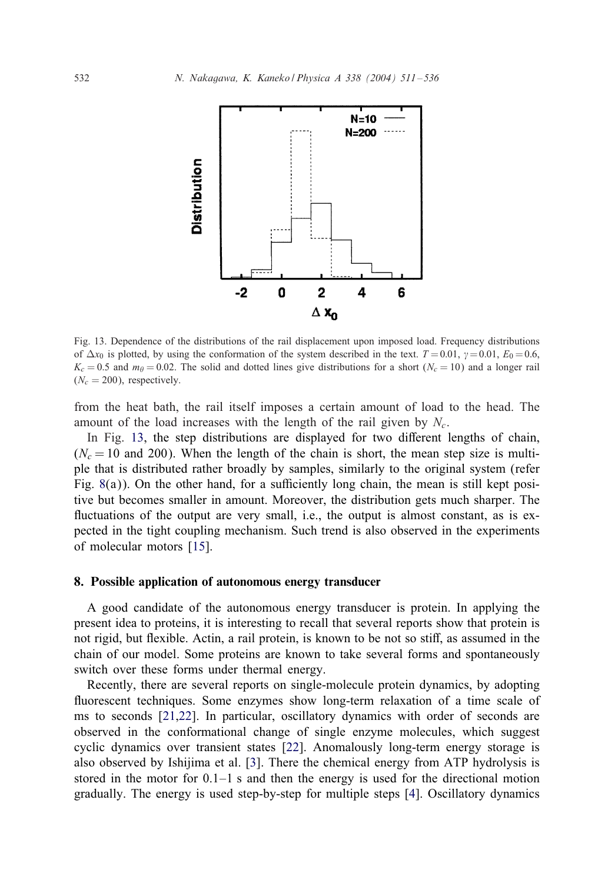N=10

N=200

Distribution

-2

0

2

4

6

$\Delta x_0$

Fig. 13. Dependence of the distributions of the rail displacement upon imposed load. Frequency distributions of $\Delta x_0$ is plotted, by using the conformation of the system described in the text. $T = 0.01$, $\gamma = 0.01$, $E_0 = 0.6$, $K_c = 0.5$ and $m_\theta = 0.02$. The solid and dotted lines give distributions for a short ($N_c = 10$) and a longer rail ($N_c = 200$), respectively.

from the heat bath, the rail itself imposes a certain amount of load to the head. The amount of the load increases with the length of the rail given by $N_c$.

In Fig. 13, the step distributions are displayed for two different lengths of chain, ($N_c = 10$ and 200). When the length of the chain is short, the mean step size is multiple that is distributed rather broadly by samples, similarly to the original system (refer Fig. 8(a)). On the other hand, for a sufficiently long chain, the mean is still kept positive but becomes smaller in amount. Moreover, the distribution gets much sharper. The fluctuations of the output are very small, i.e., the output is almost constant, as is expected in the tight coupling mechanism. Such trend is also observed in the experiments of molecular motors [15].

## 8. Possible application of autonomous energy transducer

A good candidate of the autonomous energy transducer is protein. In applying the present idea to proteins, it is interesting to recall that several reports show that protein is not rigid, but flexible. Actin, a rail protein, is known to be not so stiff, as assumed in the chain of our model. Some proteins are known to take several forms and spontaneously switch over these forms under thermal energy.

Recently, there are several reports on single-molecule protein dynamics, by adopting fluorescent techniques. Some enzymes show long-term relaxation of a time scale of ms to seconds [21,22]. In particular, oscillatory dynamics with order of seconds are observed in the conformational change of single enzyme molecules, which suggest cyclic dynamics over transient states [22]. Anomalously long-term energy storage is also observed by Ishijima et al. [3]. There the chemical energy from ATP hydrolysis is stored in the motor for 0.1–1 s and then the energy is used for the directional motion gradually. The energy is used step-by-step for multiple steps [4]. Oscillatory dynamics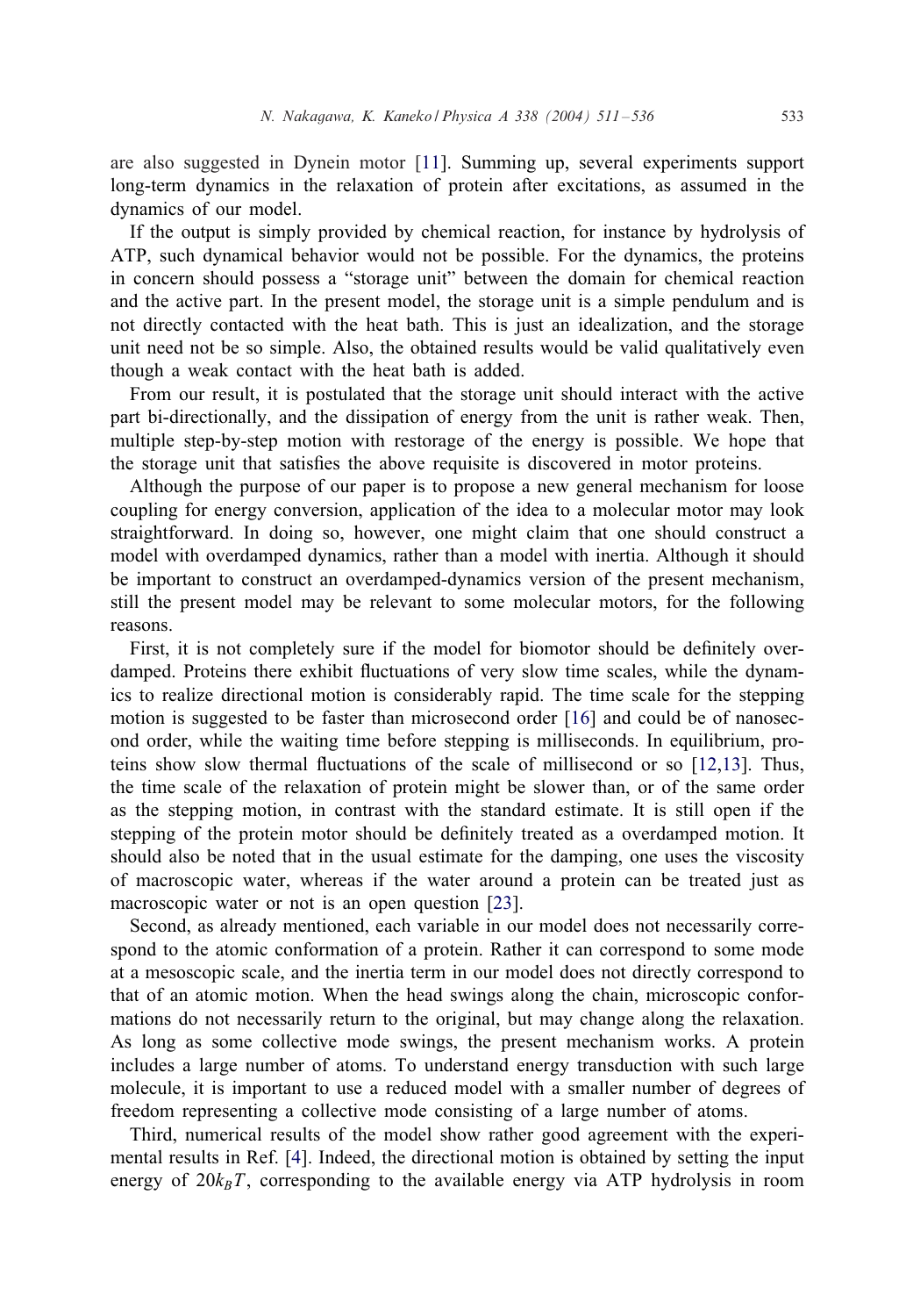are also suggested in Dynein motor [11]. Summing up, several experiments support long-term dynamics in the relaxation of protein after excitations, as assumed in the dynamics of our model.

If the output is simply provided by chemical reaction, for instance by hydrolysis of ATP, such dynamical behavior would not be possible. For the dynamics, the proteins in concern should possess a "storage unit" between the domain for chemical reaction and the active part. In the present model, the storage unit is a simple pendulum and is not directly contacted with the heat bath. This is just an idealization, and the storage unit need not be so simple. Also, the obtained results would be valid qualitatively even though a weak contact with the heat bath is added.

From our result, it is postulated that the storage unit should interact with the active part bi-directionally, and the dissipation of energy from the unit is rather weak. Then, multiple step-by-step motion with restorage of the energy is possible. We hope that the storage unit that satisfies the above requisite is discovered in motor proteins.

Although the purpose of our paper is to propose a new general mechanism for loose coupling for energy conversion, application of the idea to a molecular motor may look straightforward. In doing so, however, one might claim that one should construct a model with overdamped dynamics, rather than a model with inertia. Although it should be important to construct an overdamped-dynamics version of the present mechanism, still the present model may be relevant to some molecular motors, for the following reasons.

First, it is not completely sure if the model for biomotor should be definitely overdamped. Proteins there exhibit fluctuations of very slow time scales, while the dynamics to realize directional motion is considerably rapid. The time scale for the stepping motion is suggested to be faster than microsecond order [16] and could be of nanosecond order, while the waiting time before stepping is milliseconds. In equilibrium, proteins show slow thermal fluctuations of the scale of millisecond or so [12,13]. Thus, the time scale of the relaxation of protein might be slower than, or of the same order as the stepping motion, in contrast with the standard estimate. It is still open if the stepping of the protein motor should be definitely treated as a overdamped motion. It should also be noted that in the usual estimate for the damping, one uses the viscosity of macroscopic water, whereas if the water around a protein can be treated just as macroscopic water or not is an open question [23].

Second, as already mentioned, each variable in our model does not necessarily correspond to the atomic conformation of a protein. Rather it can correspond to some mode at a mesoscopic scale, and the inertia term in our model does not directly correspond to that of an atomic motion. When the head swings along the chain, microscopic conformations do not necessarily return to the original, but may change along the relaxation. As long as some collective mode swings, the present mechanism works. A protein includes a large number of atoms. To understand energy transduction with such large molecule, it is important to use a reduced model with a smaller number of degrees of freedom representing a collective mode consisting of a large number of atoms.

Third, numerical results of the model show rather good agreement with the experimental results in Ref. [4]. Indeed, the directional motion is obtained by setting the input energy of $20k_BT$, corresponding to the available energy via ATP hydrolysis in room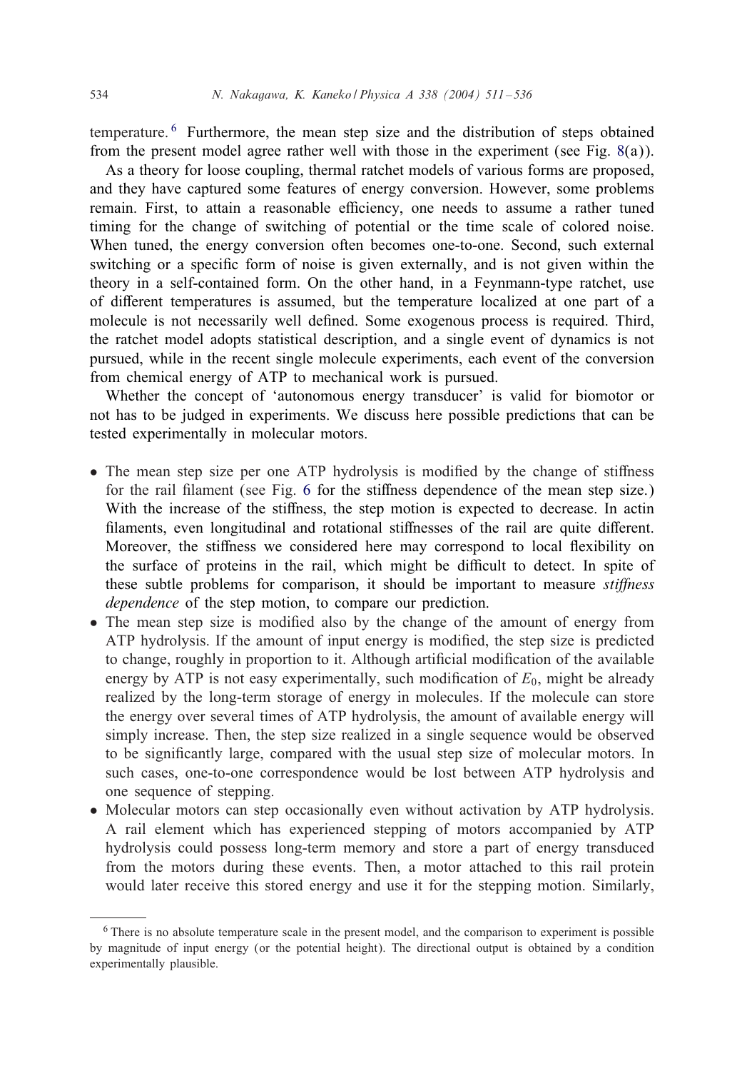temperature.[6] Furthermore, the mean step size and the distribution of steps obtained from the present model agree rather well with those in the experiment (see Fig. 8(a)).

As a theory for loose coupling, thermal ratchet models of various forms are proposed, and they have captured some features of energy conversion. However, some problems remain. First, to attain a reasonable efficiency, one needs to assume a rather tuned timing for the change of switching of potential or the time scale of colored noise. When tuned, the energy conversion often becomes one-to-one. Second, such external switching or a specific form of noise is given externally, and is not given within the theory in a self-contained form. On the other hand, in a Feynmann-type ratchet, use of different temperatures is assumed, but the temperature localized at one part of a molecule is not necessarily well defined. Some exogenous process is required. Third, the ratchet model adopts statistical description, and a single event of dynamics is not pursued, while in the recent single molecule experiments, each event of the conversion from chemical energy of ATP to mechanical work is pursued.

Whether the concept of 'autonomous energy transducer' is valid for biomotor or not has to be judged in experiments. We discuss here possible predictions that can be tested experimentally in molecular motors.

- The mean step size per one ATP hydrolysis is modified by the change of stiffness for the rail filament (see Fig. 6 for the stiffness dependence of the mean step size.) With the increase of the stiffness, the step motion is expected to decrease. In actin filaments, even longitudinal and rotational stiffnesses of the rail are quite different. Moreover, the stiffness we considered here may correspond to local flexibility on the surface of proteins in the rail, which might be difficult to detect. In spite of these subtle problems for comparison, it should be important to measure *stiffness dependence* of the step motion, to compare our prediction.
- The mean step size is modified also by the change of the amount of energy from ATP hydrolysis. If the amount of input energy is modified, the step size is predicted to change, roughly in proportion to it. Although artificial modification of the available energy by ATP is not easy experimentally, such modification of $E_0$, might be already realized by the long-term storage of energy in molecules. If the molecule can store the energy over several times of ATP hydrolysis, the amount of available energy will simply increase. Then, the step size realized in a single sequence would be observed to be significantly large, compared with the usual step size of molecular motors. In such cases, one-to-one correspondence would be lost between ATP hydrolysis and one sequence of stepping.
- Molecular motors can step occasionally even without activation by ATP hydrolysis. A rail element which has experienced stepping of motors accompanied by ATP hydrolysis could possess long-term memory and store a part of energy transduced from the motors during these events. Then, a motor attached to this rail protein would later receive this stored energy and use it for the stepping motion. Similarly,

[6] There is no absolute temperature scale in the present model, and the comparison to experiment is possible by magnitude of input energy (or the potential height). The directional output is obtained by a condition experimentally plausible.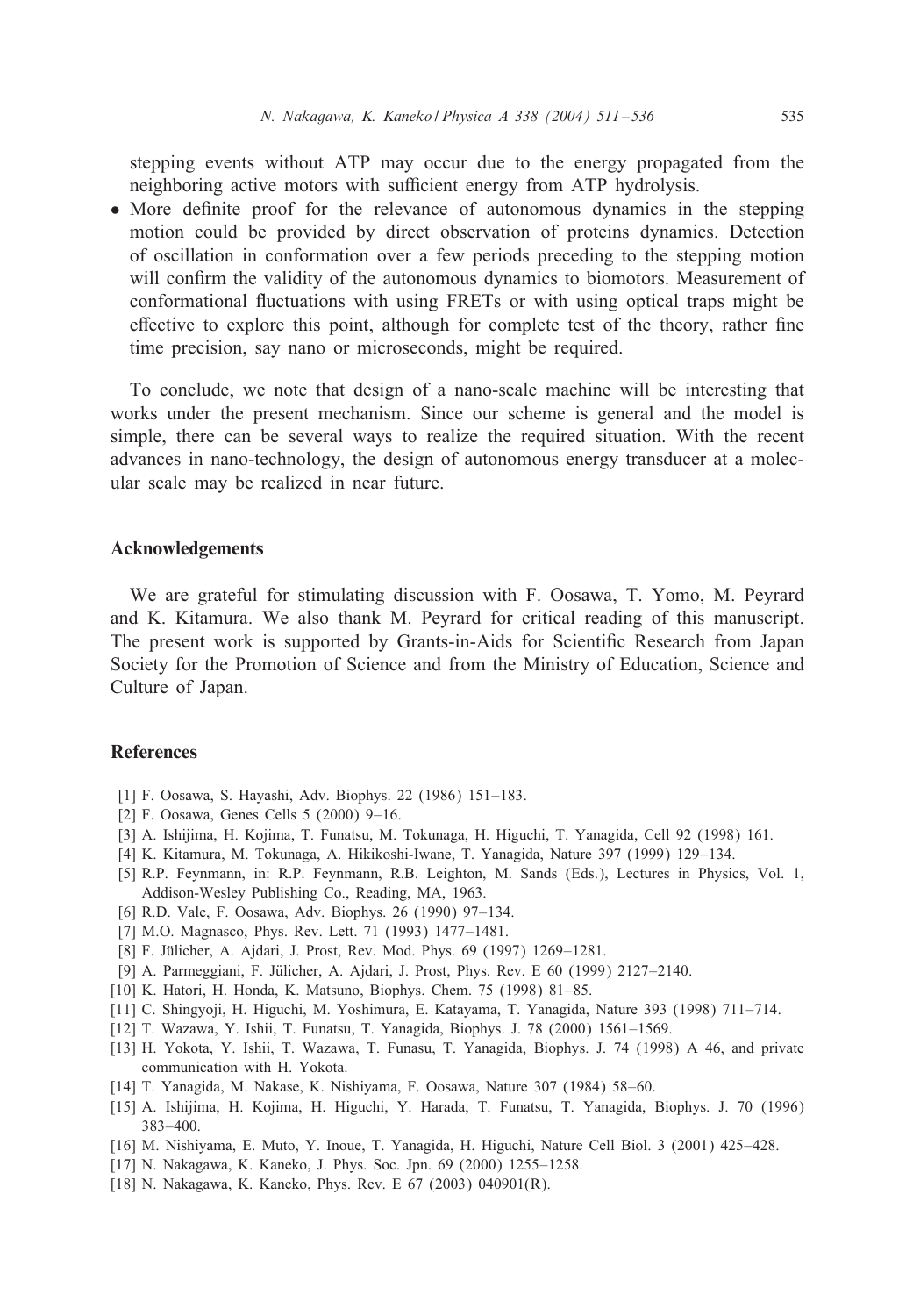stepping events without ATP may occur due to the energy propagated from the neighboring active motors with sufficient energy from ATP hydrolysis.

- More definite proof for the relevance of autonomous dynamics in the stepping motion could be provided by direct observation of proteins dynamics. Detection of oscillation in conformation over a few periods preceding to the stepping motion will confirm the validity of the autonomous dynamics to biomotors. Measurement of conformational fluctuations with using FRETs or with using optical traps might be effective to explore this point, although for complete test of the theory, rather fine time precision, say nano or microseconds, might be required.

To conclude, we note that design of a nano-scale machine will be interesting that works under the present mechanism. Since our scheme is general and the model is simple, there can be several ways to realize the required situation. With the recent advances in nano-technology, the design of autonomous energy transducer at a molecular scale may be realized in near future.

## Acknowledgements

We are grateful for stimulating discussion with F. Oosawa, T. Yomo, M. Peyrard and K. Kitamura. We also thank M. Peyrard for critical reading of this manuscript. The present work is supported by Grants-in-Aids for Scientific Research from Japan Society for the Promotion of Science and from the Ministry of Education, Science and Culture of Japan.

## References

[1] F. Oosawa, S. Hayashi, Adv. Biophys. 22 (1986) 151–183.
[2] F. Oosawa, Genes Cells 5 (2000) 9–16.
[3] A. Ishijima, H. Kojima, T. Funatsu, M. Tokunaga, H. Higuchi, T. Yanagida, Cell 92 (1998) 161.
[4] K. Kitamura, M. Tokunaga, A. Hikikoshi-Iwane, T. Yanagida, Nature 397 (1999) 129–134.
[5] R.P. Feynmann, in: R.P. Feynmann, R.B. Leighton, M. Sands (Eds.), Lectures in Physics, Vol. 1, Addison-Wesley Publishing Co., Reading, MA, 1963.
[6] R.D. Vale, F. Oosawa, Adv. Biophys. 26 (1990) 97–134.
[7] M.O. Magnasco, Phys. Rev. Lett. 71 (1993) 1477–1481.
[8] F. Jülicher, A. Ajdari, J. Prost, Rev. Mod. Phys. 69 (1997) 1269–1281.
[9] A. Parmeggiani, F. Jülicher, A. Ajdari, J. Prost, Phys. Rev. E 60 (1999) 2127–2140.
[10] K. Hatori, H. Honda, K. Matsuno, Biophys. Chem. 75 (1998) 81–85.
[11] C. Shingyoji, H. Higuchi, M. Yoshimura, E. Katayama, T. Yanagida, Nature 393 (1998) 711–714.
[12] T. Wazawa, Y. Ishii, T. Funatsu, T. Yanagida, Biophys. J. 78 (2000) 1561–1569.
[13] H. Yokota, Y. Ishii, T. Wazawa, T. Funasu, T. Yanagida, Biophys. J. 74 (1998) A 46, and private communication with H. Yokota.
[14] T. Yanagida, M. Nakase, K. Nishiyama, F. Oosawa, Nature 307 (1984) 58–60.
[15] A. Ishijima, H. Kojima, H. Higuchi, Y. Harada, T. Funatsu, T. Yanagida, Biophys. J. 70 (1996) 383–400.
[16] M. Nishiyama, E. Muto, Y. Inoue, T. Yanagida, H. Higuchi, Nature Cell Biol. 3 (2001) 425–428.
[17] N. Nakagawa, K. Kaneko, J. Phys. Soc. Jpn. 69 (2000) 1255–1258.
[18] N. Nakagawa, K. Kaneko, Phys. Rev. E 67 (2003) 040901(R).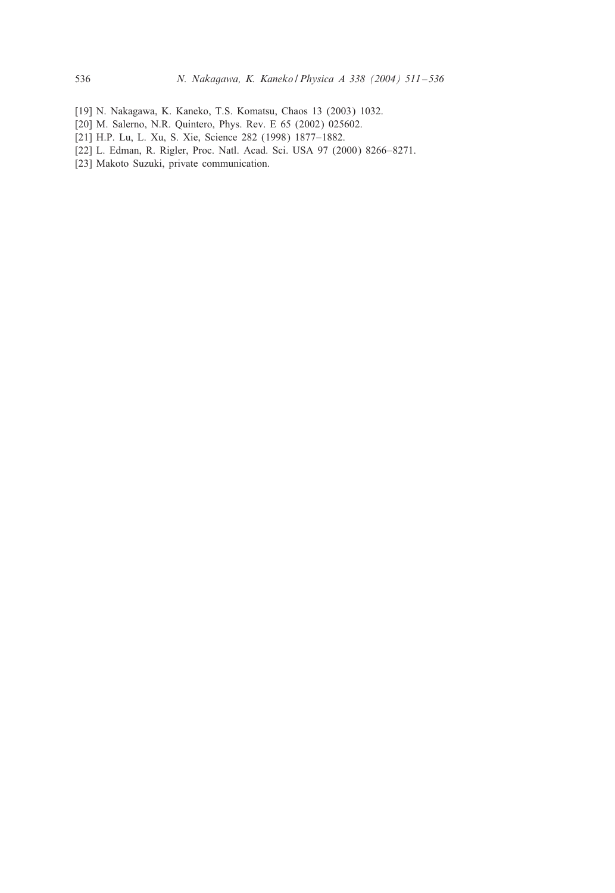[19] N. Nakagawa, K. Kaneko, T.S. Komatsu, Chaos 13 (2003) 1032.
[20] M. Salerno, N.R. Quintero, Phys. Rev. E 65 (2002) 025602.
[21] H.P. Lu, L. Xu, S. Xie, Science 282 (1998) 1877–1882.
[22] L. Edman, R. Rigler, Proc. Natl. Acad. Sci. USA 97 (2000) 8266–8271.
[23] Makoto Suzuki, private communication.